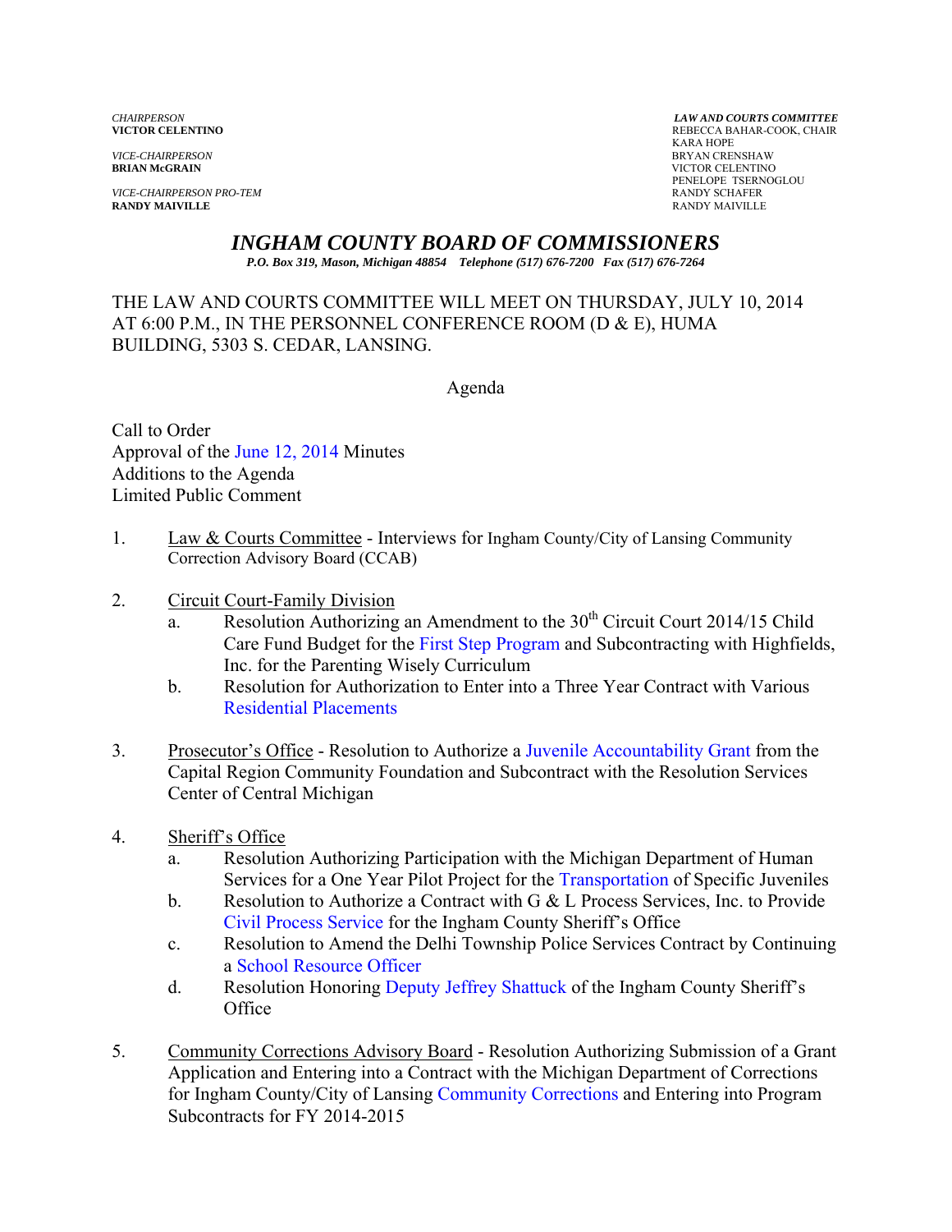*CHAIRPERSON*
**VICTOR CELENTINO**

*VICE-CHAIRPERSON*
**BRIAN McGRAIN**

*VICE-CHAIRPERSON PRO-TEM*
**RANDY MAIVILLE**

***LAW AND COURTS COMMITTEE***
REBECCA BAHAR-COOK, CHAIR
KARA HOPE
BRYAN CRENSHAW
VICTOR CELENTINO
PENELOPE TSERNOGLOU
RANDY SCHAFER
RANDY MAIVILLE

# *INGHAM COUNTY BOARD OF COMMISSIONERS*

***P.O. Box 319, Mason, Michigan 48854 Telephone (517) 676-7200 Fax (517) 676-7264***

THE LAW AND COURTS COMMITTEE WILL MEET ON THURSDAY, JULY 10, 2014 AT 6:00 P.M., IN THE PERSONNEL CONFERENCE ROOM (D & E), HUMA BUILDING, 5303 S. CEDAR, LANSING.

Agenda

Call to Order
Approval of the June 12, 2014 Minutes
Additions to the Agenda
Limited Public Comment

1. Law & Courts Committee - Interviews for Ingham County/City of Lansing Community Correction Advisory Board (CCAB)

2. Circuit Court-Family Division
   a. Resolution Authorizing an Amendment to the 30th Circuit Court 2014/15 Child Care Fund Budget for the First Step Program and Subcontracting with Highfields, Inc. for the Parenting Wisely Curriculum
   b. Resolution for Authorization to Enter into a Three Year Contract with Various Residential Placements

3. Prosecutor's Office - Resolution to Authorize a Juvenile Accountability Grant from the Capital Region Community Foundation and Subcontract with the Resolution Services Center of Central Michigan

4. Sheriff's Office
   a. Resolution Authorizing Participation with the Michigan Department of Human Services for a One Year Pilot Project for the Transportation of Specific Juveniles
   b. Resolution to Authorize a Contract with G & L Process Services, Inc. to Provide Civil Process Service for the Ingham County Sheriff's Office
   c. Resolution to Amend the Delhi Township Police Services Contract by Continuing a School Resource Officer
   d. Resolution Honoring Deputy Jeffrey Shattuck of the Ingham County Sheriff's Office

5. Community Corrections Advisory Board - Resolution Authorizing Submission of a Grant Application and Entering into a Contract with the Michigan Department of Corrections for Ingham County/City of Lansing Community Corrections and Entering into Program Subcontracts for FY 2014-2015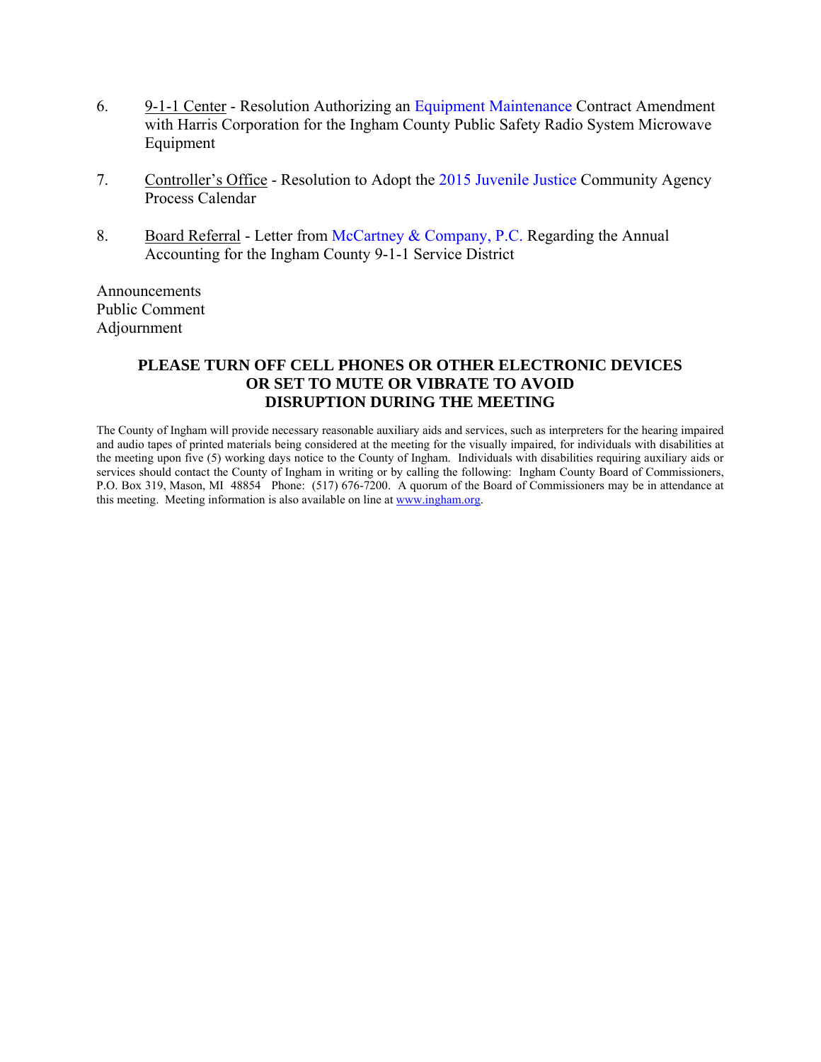6. 9-1-1 Center - Resolution Authorizing an Equipment Maintenance Contract Amendment with Harris Corporation for the Ingham County Public Safety Radio System Microwave Equipment

7. Controller's Office - Resolution to Adopt the 2015 Juvenile Justice Community Agency Process Calendar

8. Board Referral - Letter from McCartney & Company, P.C. Regarding the Annual Accounting for the Ingham County 9-1-1 Service District

Announcements
Public Comment
Adjournment

**PLEASE TURN OFF CELL PHONES OR OTHER ELECTRONIC DEVICES OR SET TO MUTE OR VIBRATE TO AVOID DISRUPTION DURING THE MEETING**

The County of Ingham will provide necessary reasonable auxiliary aids and services, such as interpreters for the hearing impaired and audio tapes of printed materials being considered at the meeting for the visually impaired, for individuals with disabilities at the meeting upon five (5) working days notice to the County of Ingham. Individuals with disabilities requiring auxiliary aids or services should contact the County of Ingham in writing or by calling the following: Ingham County Board of Commissioners, P.O. Box 319, Mason, MI 48854 Phone: (517) 676-7200. A quorum of the Board of Commissioners may be in attendance at this meeting. Meeting information is also available on line at www.ingham.org.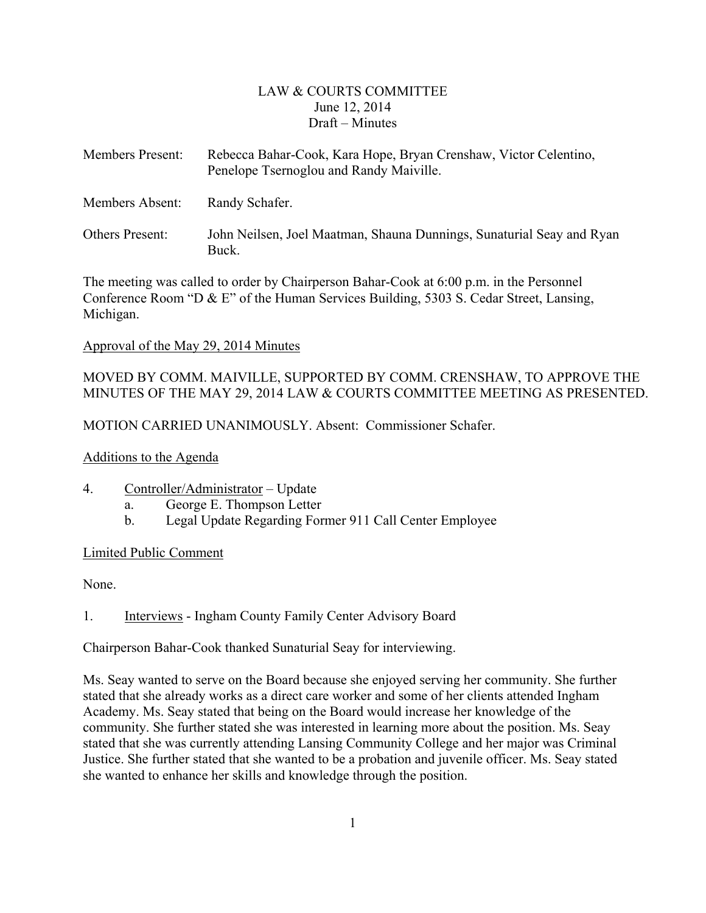LAW & COURTS COMMITTEE
June 12, 2014
Draft – Minutes

Members Present: Rebecca Bahar-Cook, Kara Hope, Bryan Crenshaw, Victor Celentino, Penelope Tsernoglou and Randy Maiville.

Members Absent: Randy Schafer.

Others Present: John Neilsen, Joel Maatman, Shauna Dunnings, Sunaturial Seay and Ryan Buck.

The meeting was called to order by Chairperson Bahar-Cook at 6:00 p.m. in the Personnel Conference Room "D & E" of the Human Services Building, 5303 S. Cedar Street, Lansing, Michigan.

Approval of the May 29, 2014 Minutes

MOVED BY COMM. MAIVILLE, SUPPORTED BY COMM. CRENSHAW, TO APPROVE THE MINUTES OF THE MAY 29, 2014 LAW & COURTS COMMITTEE MEETING AS PRESENTED.

MOTION CARRIED UNANIMOUSLY. Absent: Commissioner Schafer.

Additions to the Agenda

4. Controller/Administrator – Update
   a. George E. Thompson Letter
   b. Legal Update Regarding Former 911 Call Center Employee

Limited Public Comment

None.

1. Interviews - Ingham County Family Center Advisory Board

Chairperson Bahar-Cook thanked Sunaturial Seay for interviewing.

Ms. Seay wanted to serve on the Board because she enjoyed serving her community. She further stated that she already works as a direct care worker and some of her clients attended Ingham Academy. Ms. Seay stated that being on the Board would increase her knowledge of the community. She further stated she was interested in learning more about the position. Ms. Seay stated that she was currently attending Lansing Community College and her major was Criminal Justice. She further stated that she wanted to be a probation and juvenile officer. Ms. Seay stated she wanted to enhance her skills and knowledge through the position.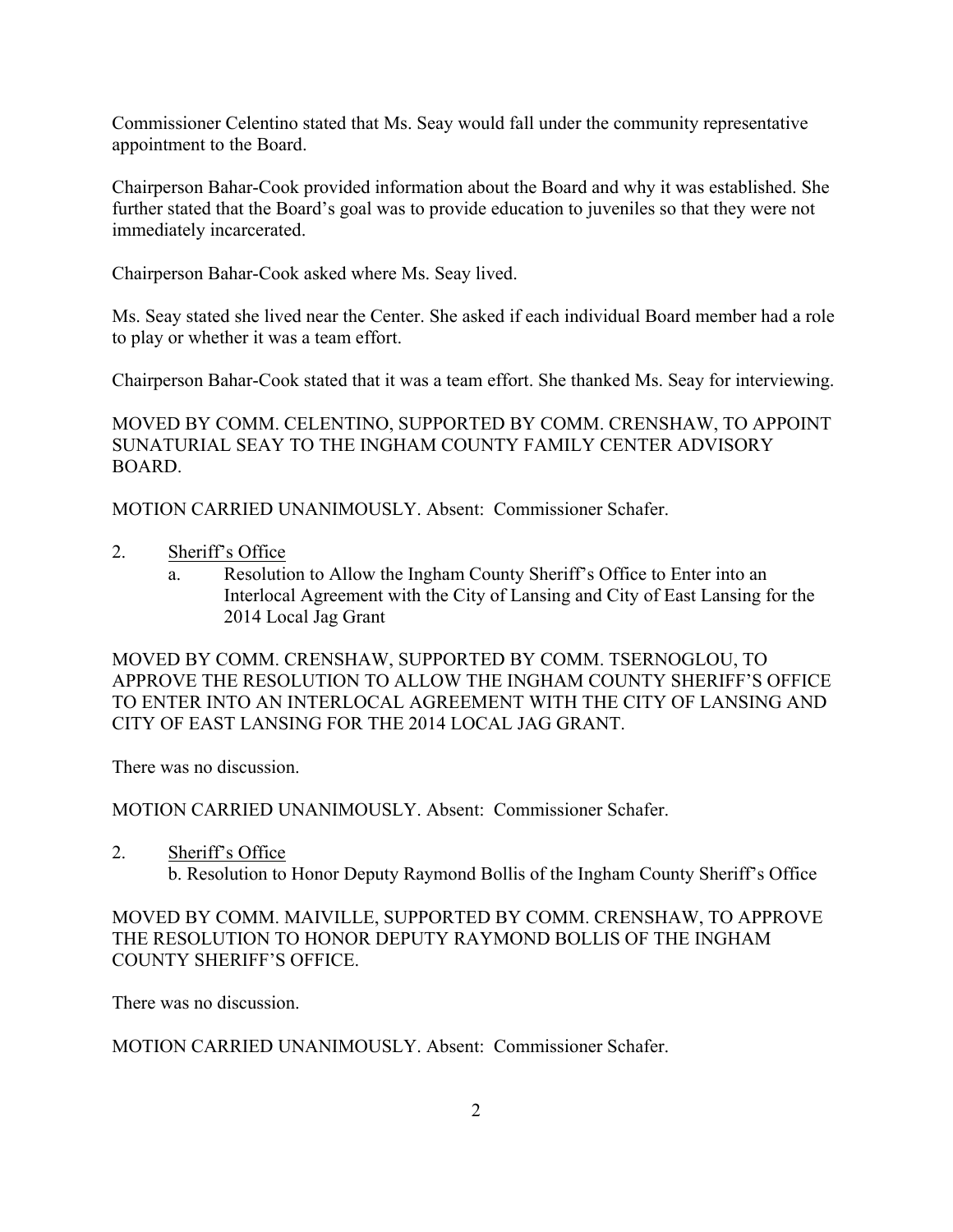Commissioner Celentino stated that Ms. Seay would fall under the community representative appointment to the Board.

Chairperson Bahar-Cook provided information about the Board and why it was established. She further stated that the Board's goal was to provide education to juveniles so that they were not immediately incarcerated.

Chairperson Bahar-Cook asked where Ms. Seay lived.

Ms. Seay stated she lived near the Center. She asked if each individual Board member had a role to play or whether it was a team effort.

Chairperson Bahar-Cook stated that it was a team effort. She thanked Ms. Seay for interviewing.

MOVED BY COMM. CELENTINO, SUPPORTED BY COMM. CRENSHAW, TO APPOINT SUNATURIAL SEAY TO THE INGHAM COUNTY FAMILY CENTER ADVISORY BOARD.

MOTION CARRIED UNANIMOUSLY. Absent: Commissioner Schafer.

2. Sheriff's Office
   a. Resolution to Allow the Ingham County Sheriff's Office to Enter into an Interlocal Agreement with the City of Lansing and City of East Lansing for the 2014 Local Jag Grant

MOVED BY COMM. CRENSHAW, SUPPORTED BY COMM. TSERNOGLOU, TO APPROVE THE RESOLUTION TO ALLOW THE INGHAM COUNTY SHERIFF'S OFFICE TO ENTER INTO AN INTERLOCAL AGREEMENT WITH THE CITY OF LANSING AND CITY OF EAST LANSING FOR THE 2014 LOCAL JAG GRANT.

There was no discussion.

MOTION CARRIED UNANIMOUSLY. Absent: Commissioner Schafer.

2. Sheriff's Office
   b. Resolution to Honor Deputy Raymond Bollis of the Ingham County Sheriff's Office

MOVED BY COMM. MAIVILLE, SUPPORTED BY COMM. CRENSHAW, TO APPROVE THE RESOLUTION TO HONOR DEPUTY RAYMOND BOLLIS OF THE INGHAM COUNTY SHERIFF'S OFFICE.

There was no discussion.

MOTION CARRIED UNANIMOUSLY. Absent: Commissioner Schafer.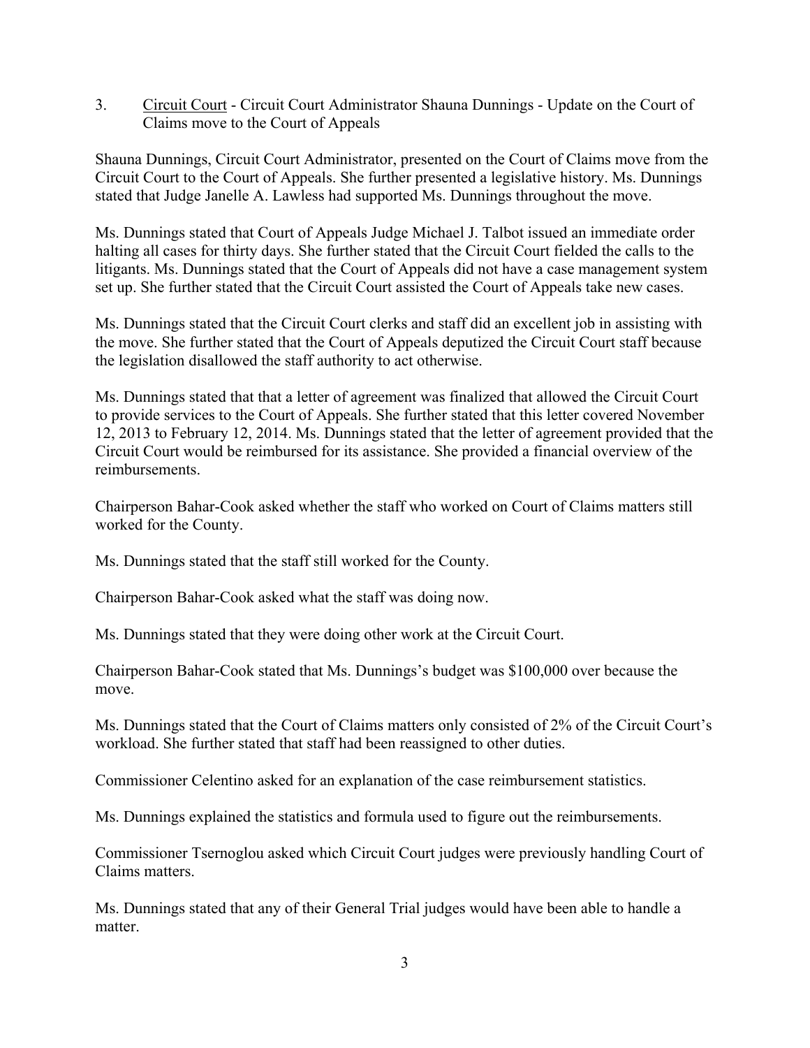3. Circuit Court - Circuit Court Administrator Shauna Dunnings - Update on the Court of Claims move to the Court of Appeals

Shauna Dunnings, Circuit Court Administrator, presented on the Court of Claims move from the Circuit Court to the Court of Appeals. She further presented a legislative history. Ms. Dunnings stated that Judge Janelle A. Lawless had supported Ms. Dunnings throughout the move.

Ms. Dunnings stated that Court of Appeals Judge Michael J. Talbot issued an immediate order halting all cases for thirty days. She further stated that the Circuit Court fielded the calls to the litigants. Ms. Dunnings stated that the Court of Appeals did not have a case management system set up. She further stated that the Circuit Court assisted the Court of Appeals take new cases.

Ms. Dunnings stated that the Circuit Court clerks and staff did an excellent job in assisting with the move. She further stated that the Court of Appeals deputized the Circuit Court staff because the legislation disallowed the staff authority to act otherwise.

Ms. Dunnings stated that that a letter of agreement was finalized that allowed the Circuit Court to provide services to the Court of Appeals. She further stated that this letter covered November 12, 2013 to February 12, 2014. Ms. Dunnings stated that the letter of agreement provided that the Circuit Court would be reimbursed for its assistance. She provided a financial overview of the reimbursements.

Chairperson Bahar-Cook asked whether the staff who worked on Court of Claims matters still worked for the County.

Ms. Dunnings stated that the staff still worked for the County.

Chairperson Bahar-Cook asked what the staff was doing now.

Ms. Dunnings stated that they were doing other work at the Circuit Court.

Chairperson Bahar-Cook stated that Ms. Dunnings's budget was $100,000 over because the move.

Ms. Dunnings stated that the Court of Claims matters only consisted of 2% of the Circuit Court's workload. She further stated that staff had been reassigned to other duties.

Commissioner Celentino asked for an explanation of the case reimbursement statistics.

Ms. Dunnings explained the statistics and formula used to figure out the reimbursements.

Commissioner Tsernoglou asked which Circuit Court judges were previously handling Court of Claims matters.

Ms. Dunnings stated that any of their General Trial judges would have been able to handle a matter.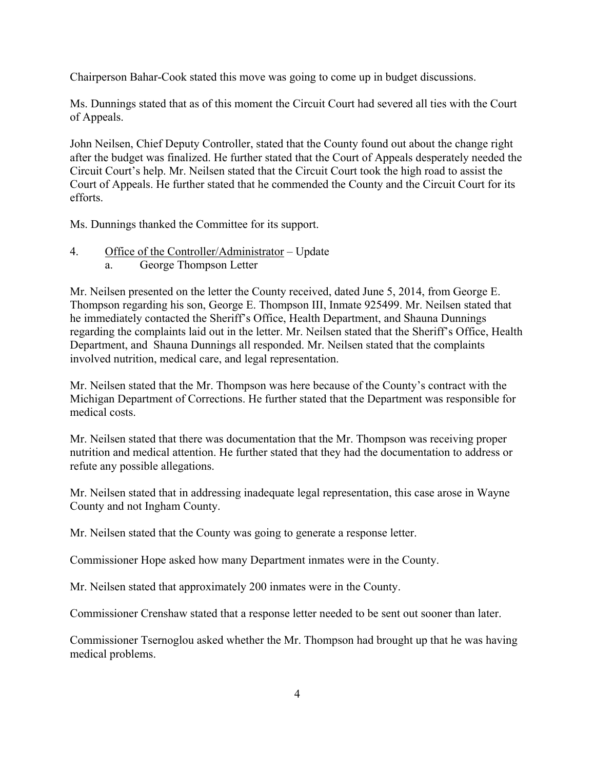Chairperson Bahar-Cook stated this move was going to come up in budget discussions.

Ms. Dunnings stated that as of this moment the Circuit Court had severed all ties with the Court of Appeals.

John Neilsen, Chief Deputy Controller, stated that the County found out about the change right after the budget was finalized. He further stated that the Court of Appeals desperately needed the Circuit Court's help. Mr. Neilsen stated that the Circuit Court took the high road to assist the Court of Appeals. He further stated that he commended the County and the Circuit Court for its efforts.

Ms. Dunnings thanked the Committee for its support.

4. Office of the Controller/Administrator – Update
   a. George Thompson Letter

Mr. Neilsen presented on the letter the County received, dated June 5, 2014, from George E. Thompson regarding his son, George E. Thompson III, Inmate 925499. Mr. Neilsen stated that he immediately contacted the Sheriff's Office, Health Department, and Shauna Dunnings regarding the complaints laid out in the letter. Mr. Neilsen stated that the Sheriff's Office, Health Department, and Shauna Dunnings all responded. Mr. Neilsen stated that the complaints involved nutrition, medical care, and legal representation.

Mr. Neilsen stated that the Mr. Thompson was here because of the County's contract with the Michigan Department of Corrections. He further stated that the Department was responsible for medical costs.

Mr. Neilsen stated that there was documentation that the Mr. Thompson was receiving proper nutrition and medical attention. He further stated that they had the documentation to address or refute any possible allegations.

Mr. Neilsen stated that in addressing inadequate legal representation, this case arose in Wayne County and not Ingham County.

Mr. Neilsen stated that the County was going to generate a response letter.

Commissioner Hope asked how many Department inmates were in the County.

Mr. Neilsen stated that approximately 200 inmates were in the County.

Commissioner Crenshaw stated that a response letter needed to be sent out sooner than later.

Commissioner Tsernoglou asked whether the Mr. Thompson had brought up that he was having medical problems.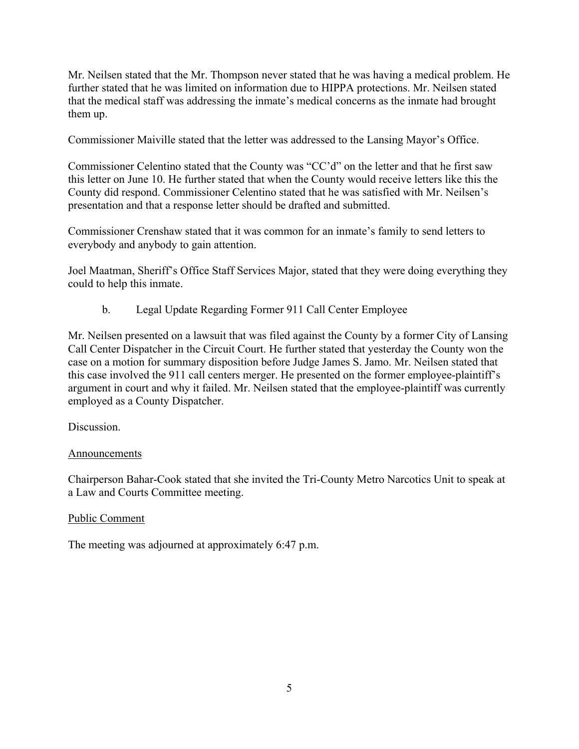Mr. Neilsen stated that the Mr. Thompson never stated that he was having a medical problem. He further stated that he was limited on information due to HIPPA protections. Mr. Neilsen stated that the medical staff was addressing the inmate's medical concerns as the inmate had brought them up.

Commissioner Maiville stated that the letter was addressed to the Lansing Mayor's Office.

Commissioner Celentino stated that the County was "CC'd" on the letter and that he first saw this letter on June 10. He further stated that when the County would receive letters like this the County did respond. Commissioner Celentino stated that he was satisfied with Mr. Neilsen's presentation and that a response letter should be drafted and submitted.

Commissioner Crenshaw stated that it was common for an inmate's family to send letters to everybody and anybody to gain attention.

Joel Maatman, Sheriff's Office Staff Services Major, stated that they were doing everything they could to help this inmate.

b. Legal Update Regarding Former 911 Call Center Employee

Mr. Neilsen presented on a lawsuit that was filed against the County by a former City of Lansing Call Center Dispatcher in the Circuit Court. He further stated that yesterday the County won the case on a motion for summary disposition before Judge James S. Jamo. Mr. Neilsen stated that this case involved the 911 call centers merger. He presented on the former employee-plaintiff's argument in court and why it failed. Mr. Neilsen stated that the employee-plaintiff was currently employed as a County Dispatcher.

Discussion.

Announcements

Chairperson Bahar-Cook stated that she invited the Tri-County Metro Narcotics Unit to speak at a Law and Courts Committee meeting.

Public Comment

The meeting was adjourned at approximately 6:47 p.m.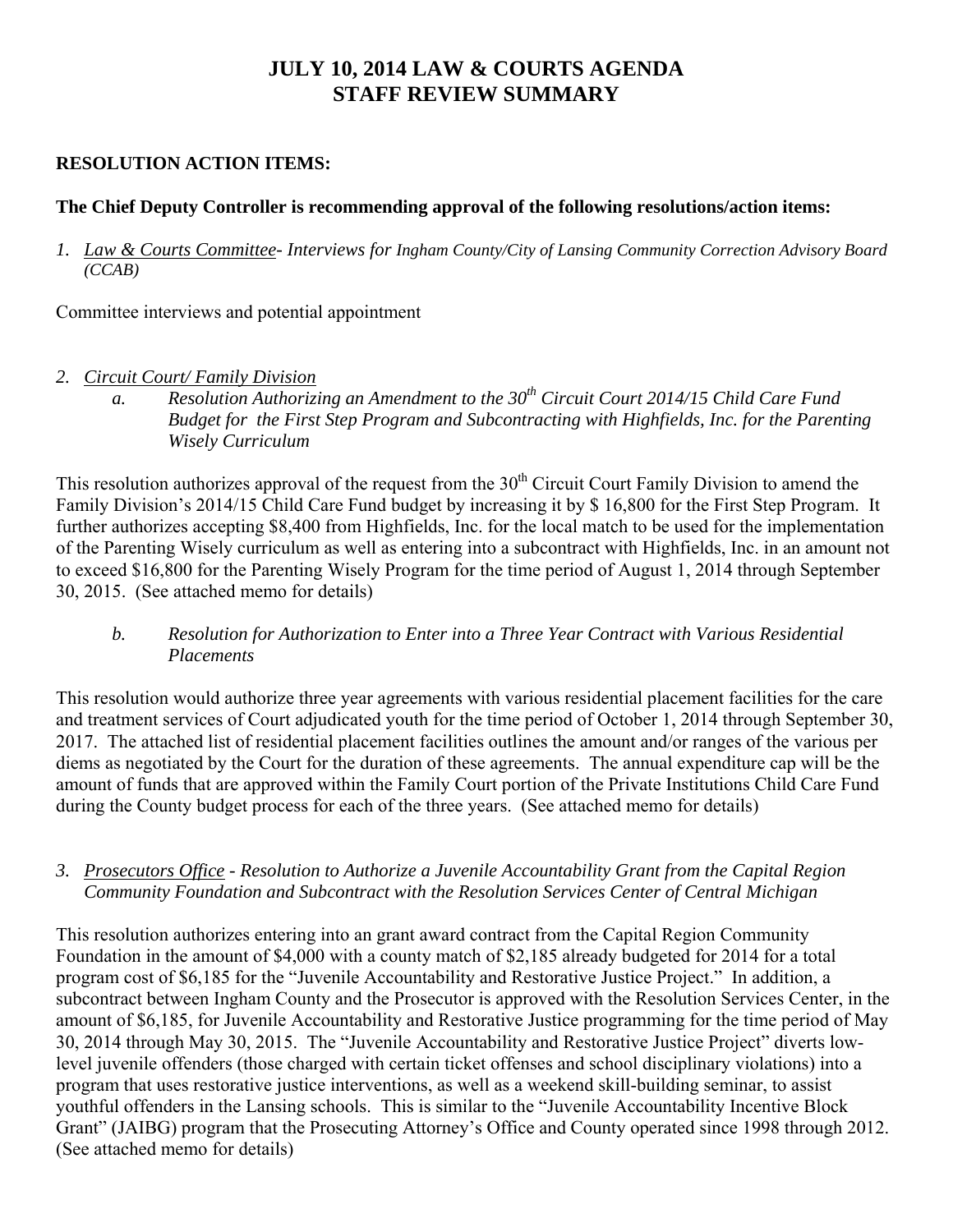# JULY 10, 2014 LAW & COURTS AGENDA
# STAFF REVIEW SUMMARY

**RESOLUTION ACTION ITEMS:**

**The Chief Deputy Controller is recommending approval of the following resolutions/action items:**

1. *<u>Law & Courts Committee</u>- Interviews for Ingham County/City of Lansing Community Correction Advisory Board (CCAB)*

Committee interviews and potential appointment

2. *<u>Circuit Court/ Family Division</u>*
   a. *Resolution Authorizing an Amendment to the 30th Circuit Court 2014/15 Child Care Fund Budget for the First Step Program and Subcontracting with Highfields, Inc. for the Parenting Wisely Curriculum*

This resolution authorizes approval of the request from the 30th Circuit Court Family Division to amend the Family Division's 2014/15 Child Care Fund budget by increasing it by $ 16,800 for the First Step Program. It further authorizes accepting $8,400 from Highfields, Inc. for the local match to be used for the implementation of the Parenting Wisely curriculum as well as entering into a subcontract with Highfields, Inc. in an amount not to exceed $16,800 for the Parenting Wisely Program for the time period of August 1, 2014 through September 30, 2015. (See attached memo for details)

   b. *Resolution for Authorization to Enter into a Three Year Contract with Various Residential Placements*

This resolution would authorize three year agreements with various residential placement facilities for the care and treatment services of Court adjudicated youth for the time period of October 1, 2014 through September 30, 2017. The attached list of residential placement facilities outlines the amount and/or ranges of the various per diems as negotiated by the Court for the duration of these agreements. The annual expenditure cap will be the amount of funds that are approved within the Family Court portion of the Private Institutions Child Care Fund during the County budget process for each of the three years. (See attached memo for details)

3. *<u>Prosecutors Office</u> - Resolution to Authorize a Juvenile Accountability Grant from the Capital Region Community Foundation and Subcontract with the Resolution Services Center of Central Michigan*

This resolution authorizes entering into an grant award contract from the Capital Region Community Foundation in the amount of $4,000 with a county match of $2,185 already budgeted for 2014 for a total program cost of $6,185 for the "Juvenile Accountability and Restorative Justice Project." In addition, a subcontract between Ingham County and the Prosecutor is approved with the Resolution Services Center, in the amount of $6,185, for Juvenile Accountability and Restorative Justice programming for the time period of May 30, 2014 through May 30, 2015. The "Juvenile Accountability and Restorative Justice Project" diverts low-level juvenile offenders (those charged with certain ticket offenses and school disciplinary violations) into a program that uses restorative justice interventions, as well as a weekend skill-building seminar, to assist youthful offenders in the Lansing schools. This is similar to the "Juvenile Accountability Incentive Block Grant" (JAIBG) program that the Prosecuting Attorney's Office and County operated since 1998 through 2012. (See attached memo for details)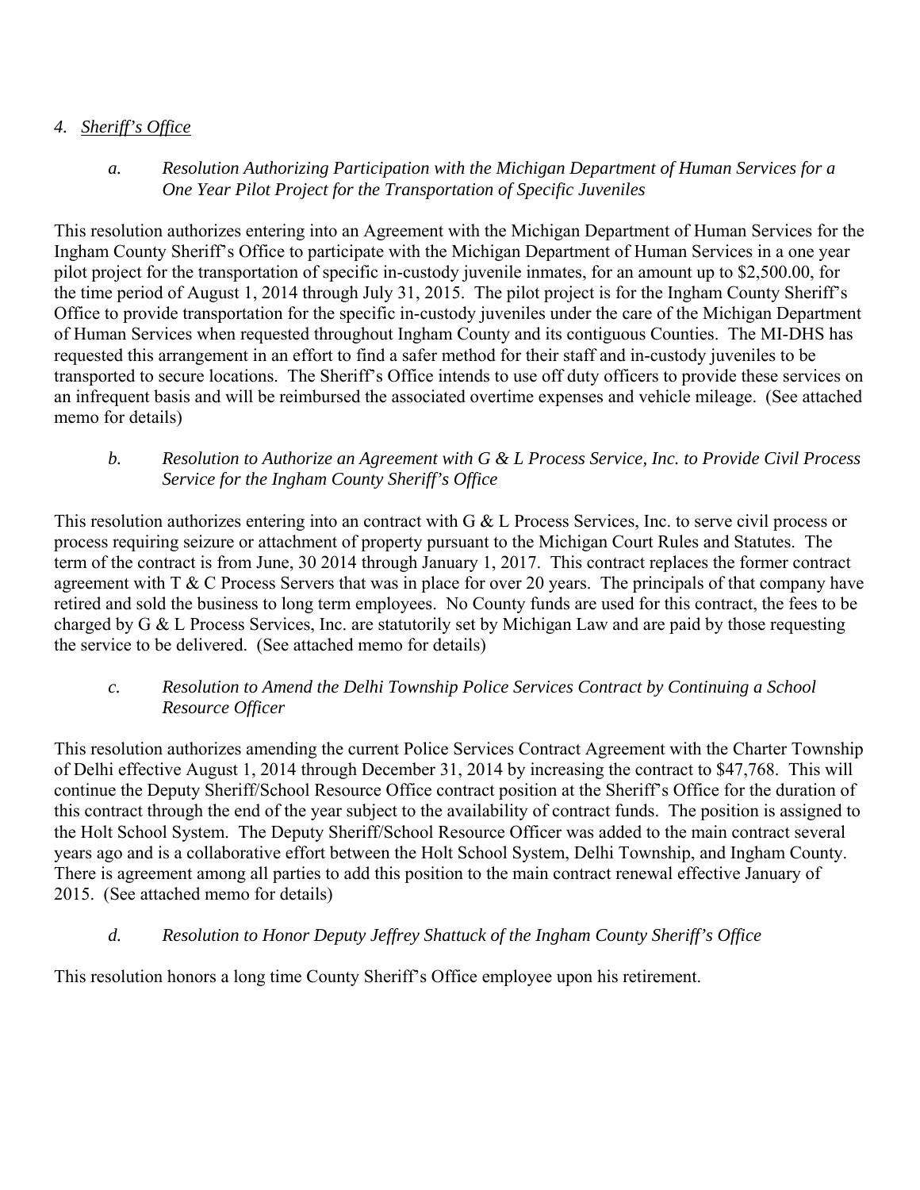## 4. *Sheriff's Office*

### *a. Resolution Authorizing Participation with the Michigan Department of Human Services for a One Year Pilot Project for the Transportation of Specific Juveniles*

This resolution authorizes entering into an Agreement with the Michigan Department of Human Services for the Ingham County Sheriff's Office to participate with the Michigan Department of Human Services in a one year pilot project for the transportation of specific in-custody juvenile inmates, for an amount up to $2,500.00, for the time period of August 1, 2014 through July 31, 2015. The pilot project is for the Ingham County Sheriff's Office to provide transportation for the specific in-custody juveniles under the care of the Michigan Department of Human Services when requested throughout Ingham County and its contiguous Counties. The MI-DHS has requested this arrangement in an effort to find a safer method for their staff and in-custody juveniles to be transported to secure locations. The Sheriff's Office intends to use off duty officers to provide these services on an infrequent basis and will be reimbursed the associated overtime expenses and vehicle mileage. (See attached memo for details)

### *b. Resolution to Authorize an Agreement with G & L Process Service, Inc. to Provide Civil Process Service for the Ingham County Sheriff's Office*

This resolution authorizes entering into an contract with G & L Process Services, Inc. to serve civil process or process requiring seizure or attachment of property pursuant to the Michigan Court Rules and Statutes. The term of the contract is from June, 30 2014 through January 1, 2017. This contract replaces the former contract agreement with T & C Process Servers that was in place for over 20 years. The principals of that company have retired and sold the business to long term employees. No County funds are used for this contract, the fees to be charged by G & L Process Services, Inc. are statutorily set by Michigan Law and are paid by those requesting the service to be delivered. (See attached memo for details)

### *c. Resolution to Amend the Delhi Township Police Services Contract by Continuing a School Resource Officer*

This resolution authorizes amending the current Police Services Contract Agreement with the Charter Township of Delhi effective August 1, 2014 through December 31, 2014 by increasing the contract to $47,768. This will continue the Deputy Sheriff/School Resource Office contract position at the Sheriff's Office for the duration of this contract through the end of the year subject to the availability of contract funds. The position is assigned to the Holt School System. The Deputy Sheriff/School Resource Officer was added to the main contract several years ago and is a collaborative effort between the Holt School System, Delhi Township, and Ingham County. There is agreement among all parties to add this position to the main contract renewal effective January of 2015. (See attached memo for details)

### *d. Resolution to Honor Deputy Jeffrey Shattuck of the Ingham County Sheriff's Office*

This resolution honors a long time County Sheriff's Office employee upon his retirement.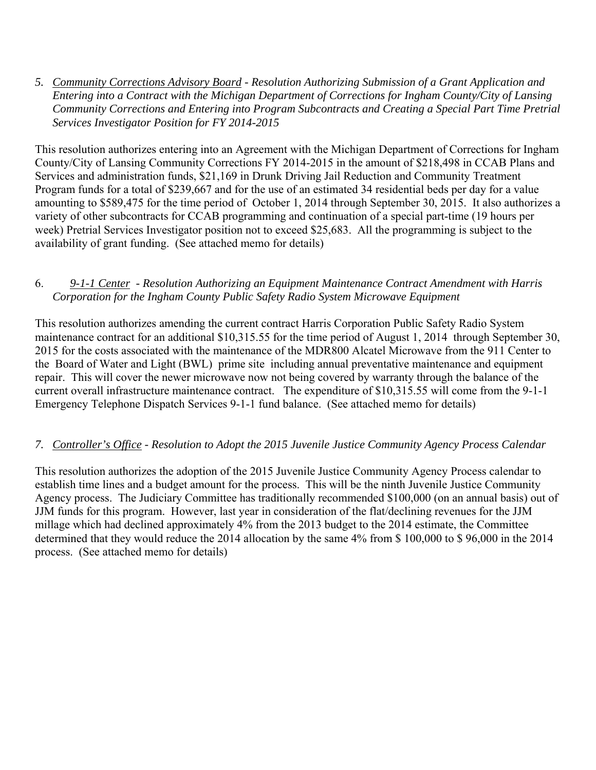5. *<u>Community Corrections Advisory Board</u> - Resolution Authorizing Submission of a Grant Application and Entering into a Contract with the Michigan Department of Corrections for Ingham County/City of Lansing Community Corrections and Entering into Program Subcontracts and Creating a Special Part Time Pretrial Services Investigator Position for FY 2014-2015*

This resolution authorizes entering into an Agreement with the Michigan Department of Corrections for Ingham County/City of Lansing Community Corrections FY 2014-2015 in the amount of $218,498 in CCAB Plans and Services and administration funds, $21,169 in Drunk Driving Jail Reduction and Community Treatment Program funds for a total of $239,667 and for the use of an estimated 34 residential beds per day for a value amounting to $589,475 for the time period of October 1, 2014 through September 30, 2015. It also authorizes a variety of other subcontracts for CCAB programming and continuation of a special part-time (19 hours per week) Pretrial Services Investigator position not to exceed $25,683. All the programming is subject to the availability of grant funding. (See attached memo for details)

6. *<u>9-1-1 Center</u> - Resolution Authorizing an Equipment Maintenance Contract Amendment with Harris Corporation for the Ingham County Public Safety Radio System Microwave Equipment*

This resolution authorizes amending the current contract Harris Corporation Public Safety Radio System maintenance contract for an additional $10,315.55 for the time period of August 1, 2014 through September 30, 2015 for the costs associated with the maintenance of the MDR800 Alcatel Microwave from the 911 Center to the Board of Water and Light (BWL) prime site including annual preventative maintenance and equipment repair. This will cover the newer microwave now not being covered by warranty through the balance of the current overall infrastructure maintenance contract. The expenditure of $10,315.55 will come from the 9-1-1 Emergency Telephone Dispatch Services 9-1-1 fund balance. (See attached memo for details)

7. *<u>Controller's Office</u> - Resolution to Adopt the 2015 Juvenile Justice Community Agency Process Calendar*

This resolution authorizes the adoption of the 2015 Juvenile Justice Community Agency Process calendar to establish time lines and a budget amount for the process. This will be the ninth Juvenile Justice Community Agency process. The Judiciary Committee has traditionally recommended $100,000 (on an annual basis) out of JJM funds for this program. However, last year in consideration of the flat/declining revenues for the JJM millage which had declined approximately 4% from the 2013 budget to the 2014 estimate, the Committee determined that they would reduce the 2014 allocation by the same 4% from $ 100,000 to $ 96,000 in the 2014 process. (See attached memo for details)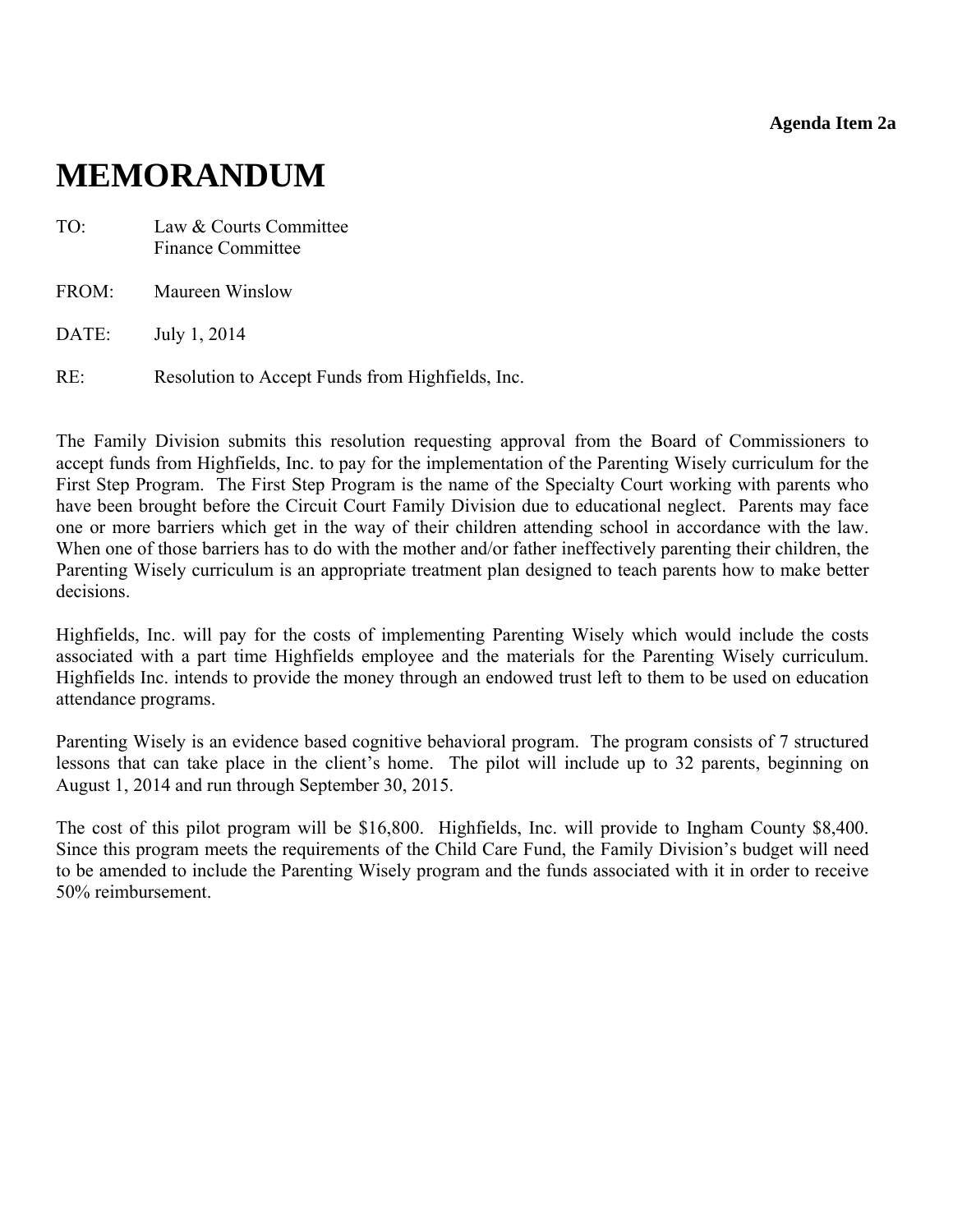**Agenda Item 2a**

# MEMORANDUM

TO: Law & Courts Committee
Finance Committee

FROM: Maureen Winslow

DATE: July 1, 2014

RE: Resolution to Accept Funds from Highfields, Inc.

The Family Division submits this resolution requesting approval from the Board of Commissioners to accept funds from Highfields, Inc. to pay for the implementation of the Parenting Wisely curriculum for the First Step Program. The First Step Program is the name of the Specialty Court working with parents who have been brought before the Circuit Court Family Division due to educational neglect. Parents may face one or more barriers which get in the way of their children attending school in accordance with the law. When one of those barriers has to do with the mother and/or father ineffectively parenting their children, the Parenting Wisely curriculum is an appropriate treatment plan designed to teach parents how to make better decisions.

Highfields, Inc. will pay for the costs of implementing Parenting Wisely which would include the costs associated with a part time Highfields employee and the materials for the Parenting Wisely curriculum. Highfields Inc. intends to provide the money through an endowed trust left to them to be used on education attendance programs.

Parenting Wisely is an evidence based cognitive behavioral program. The program consists of 7 structured lessons that can take place in the client's home. The pilot will include up to 32 parents, beginning on August 1, 2014 and run through September 30, 2015.

The cost of this pilot program will be $16,800. Highfields, Inc. will provide to Ingham County $8,400. Since this program meets the requirements of the Child Care Fund, the Family Division's budget will need to be amended to include the Parenting Wisely program and the funds associated with it in order to receive 50% reimbursement.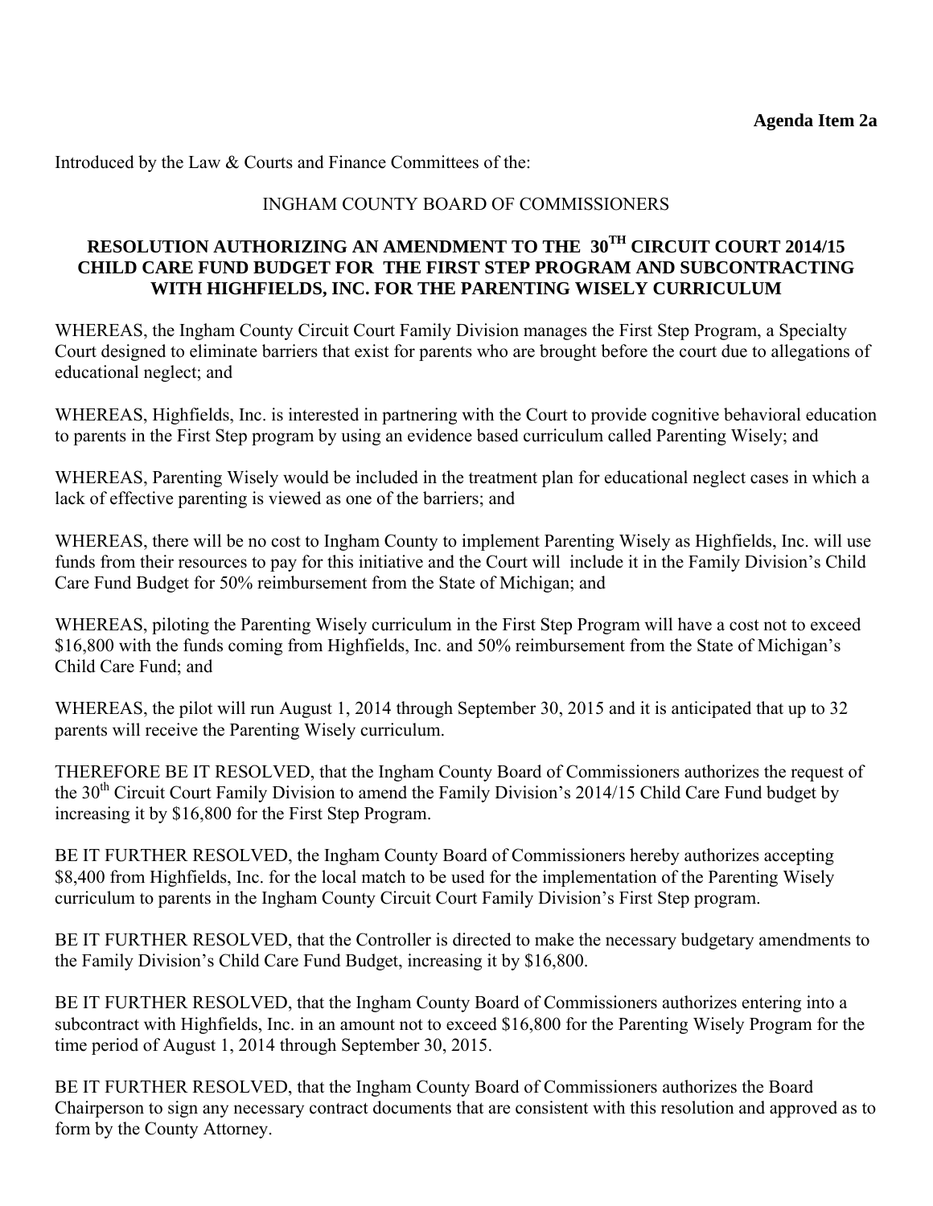**Agenda Item 2a**

Introduced by the Law & Courts and Finance Committees of the:

INGHAM COUNTY BOARD OF COMMISSIONERS

**RESOLUTION AUTHORIZING AN AMENDMENT TO THE 30TH CIRCUIT COURT 2014/15 CHILD CARE FUND BUDGET FOR THE FIRST STEP PROGRAM AND SUBCONTRACTING WITH HIGHFIELDS, INC. FOR THE PARENTING WISELY CURRICULUM**

WHEREAS, the Ingham County Circuit Court Family Division manages the First Step Program, a Specialty Court designed to eliminate barriers that exist for parents who are brought before the court due to allegations of educational neglect; and

WHEREAS, Highfields, Inc. is interested in partnering with the Court to provide cognitive behavioral education to parents in the First Step program by using an evidence based curriculum called Parenting Wisely; and

WHEREAS, Parenting Wisely would be included in the treatment plan for educational neglect cases in which a lack of effective parenting is viewed as one of the barriers; and

WHEREAS, there will be no cost to Ingham County to implement Parenting Wisely as Highfields, Inc. will use funds from their resources to pay for this initiative and the Court will include it in the Family Division's Child Care Fund Budget for 50% reimbursement from the State of Michigan; and

WHEREAS, piloting the Parenting Wisely curriculum in the First Step Program will have a cost not to exceed $16,800 with the funds coming from Highfields, Inc. and 50% reimbursement from the State of Michigan's Child Care Fund; and

WHEREAS, the pilot will run August 1, 2014 through September 30, 2015 and it is anticipated that up to 32 parents will receive the Parenting Wisely curriculum.

THEREFORE BE IT RESOLVED, that the Ingham County Board of Commissioners authorizes the request of the 30th Circuit Court Family Division to amend the Family Division's 2014/15 Child Care Fund budget by increasing it by $16,800 for the First Step Program.

BE IT FURTHER RESOLVED, the Ingham County Board of Commissioners hereby authorizes accepting $8,400 from Highfields, Inc. for the local match to be used for the implementation of the Parenting Wisely curriculum to parents in the Ingham County Circuit Court Family Division's First Step program.

BE IT FURTHER RESOLVED, that the Controller is directed to make the necessary budgetary amendments to the Family Division's Child Care Fund Budget, increasing it by $16,800.

BE IT FURTHER RESOLVED, that the Ingham County Board of Commissioners authorizes entering into a subcontract with Highfields, Inc. in an amount not to exceed $16,800 for the Parenting Wisely Program for the time period of August 1, 2014 through September 30, 2015.

BE IT FURTHER RESOLVED, that the Ingham County Board of Commissioners authorizes the Board Chairperson to sign any necessary contract documents that are consistent with this resolution and approved as to form by the County Attorney.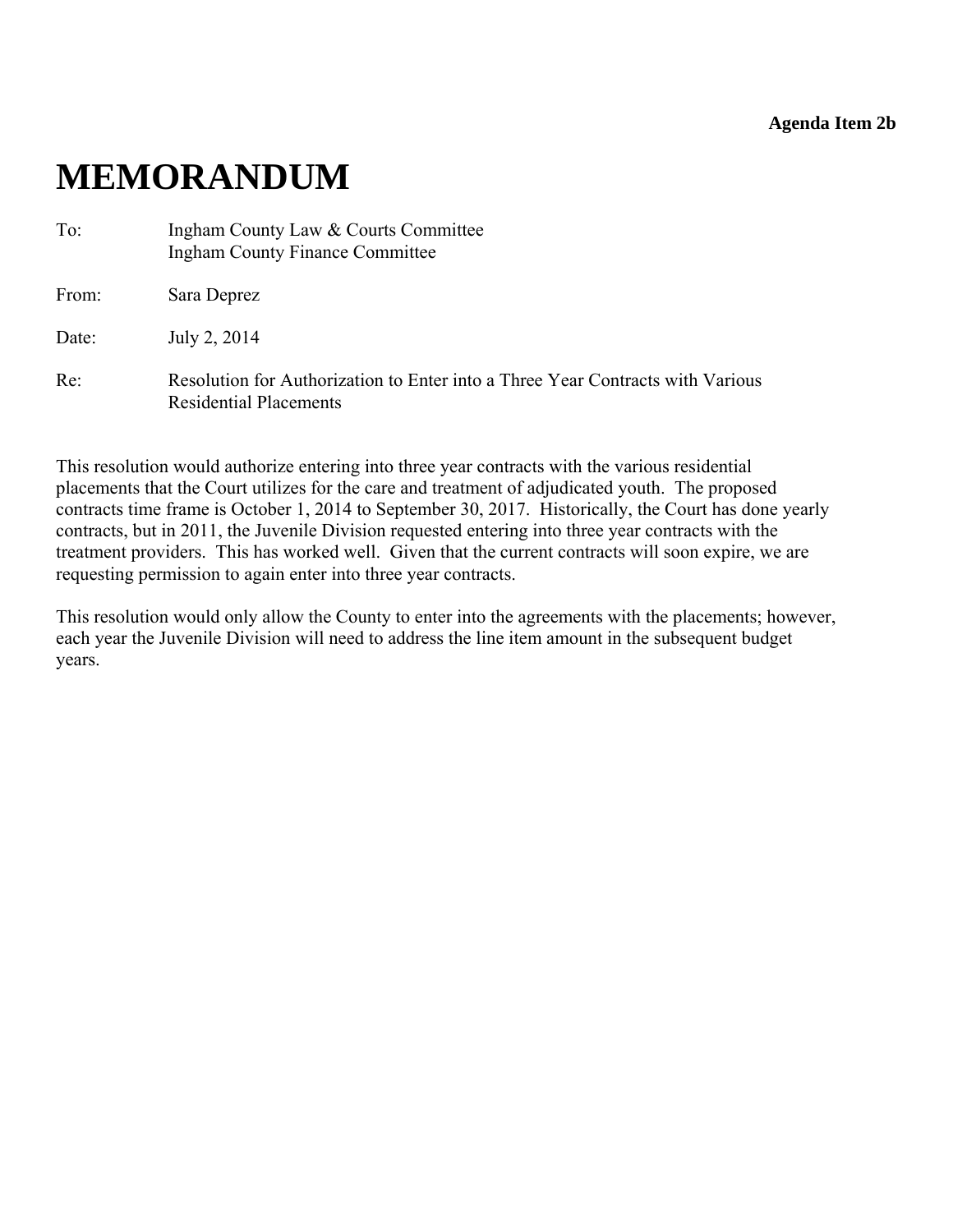**Agenda Item 2b**

# MEMORANDUM

To: Ingham County Law & Courts Committee
Ingham County Finance Committee

From: Sara Deprez

Date: July 2, 2014

Re: Resolution for Authorization to Enter into a Three Year Contracts with Various Residential Placements

This resolution would authorize entering into three year contracts with the various residential placements that the Court utilizes for the care and treatment of adjudicated youth. The proposed contracts time frame is October 1, 2014 to September 30, 2017. Historically, the Court has done yearly contracts, but in 2011, the Juvenile Division requested entering into three year contracts with the treatment providers. This has worked well. Given that the current contracts will soon expire, we are requesting permission to again enter into three year contracts.

This resolution would only allow the County to enter into the agreements with the placements; however, each year the Juvenile Division will need to address the line item amount in the subsequent budget years.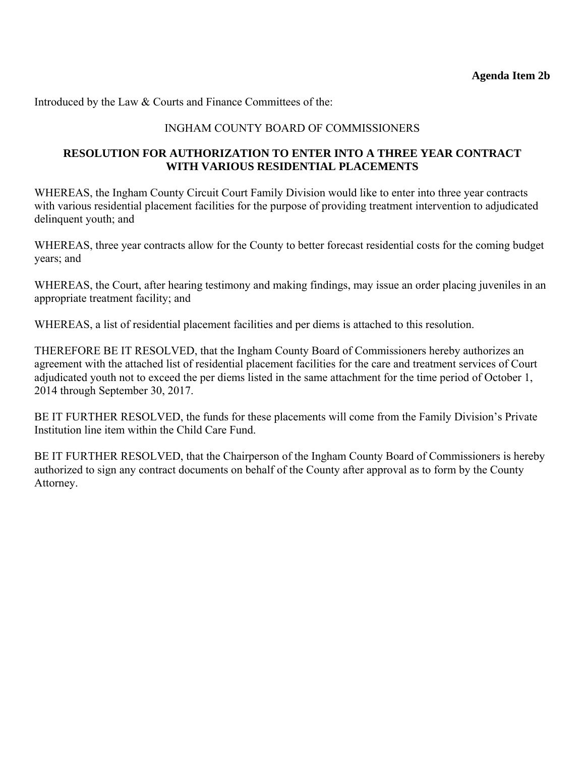**Agenda Item 2b**

Introduced by the Law & Courts and Finance Committees of the:

INGHAM COUNTY BOARD OF COMMISSIONERS

**RESOLUTION FOR AUTHORIZATION TO ENTER INTO A THREE YEAR CONTRACT WITH VARIOUS RESIDENTIAL PLACEMENTS**

WHEREAS, the Ingham County Circuit Court Family Division would like to enter into three year contracts with various residential placement facilities for the purpose of providing treatment intervention to adjudicated delinquent youth; and

WHEREAS, three year contracts allow for the County to better forecast residential costs for the coming budget years; and

WHEREAS, the Court, after hearing testimony and making findings, may issue an order placing juveniles in an appropriate treatment facility; and

WHEREAS, a list of residential placement facilities and per diems is attached to this resolution.

THEREFORE BE IT RESOLVED, that the Ingham County Board of Commissioners hereby authorizes an agreement with the attached list of residential placement facilities for the care and treatment services of Court adjudicated youth not to exceed the per diems listed in the same attachment for the time period of October 1, 2014 through September 30, 2017.

BE IT FURTHER RESOLVED, the funds for these placements will come from the Family Division's Private Institution line item within the Child Care Fund.

BE IT FURTHER RESOLVED, that the Chairperson of the Ingham County Board of Commissioners is hereby authorized to sign any contract documents on behalf of the County after approval as to form by the County Attorney.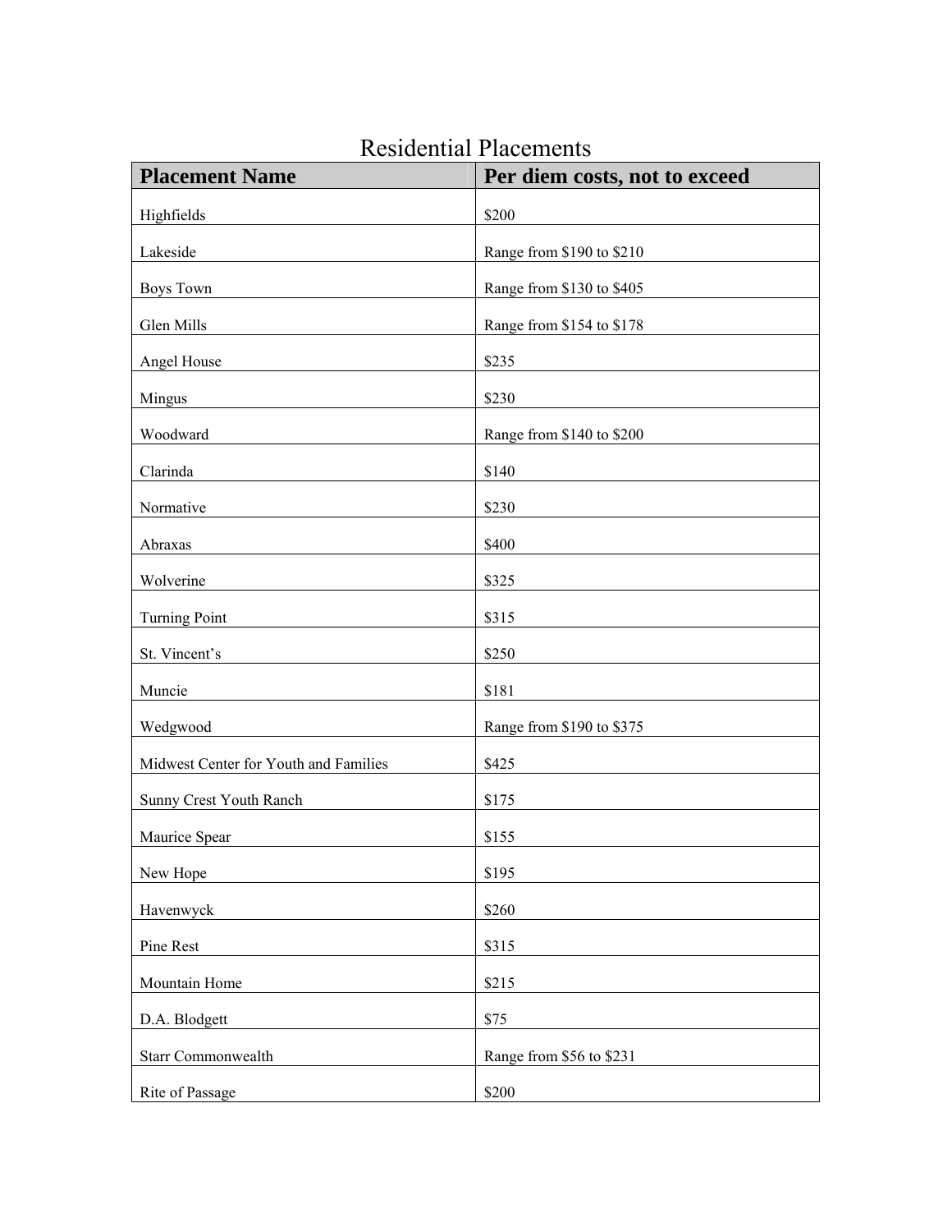# Residential Placements

| Placement Name | Per diem costs, not to exceed |
|---|---|
| Highfields | $200 |
| Lakeside | Range from $190 to $210 |
| Boys Town | Range from $130 to $405 |
| Glen Mills | Range from $154 to $178 |
| Angel House | $235 |
| Mingus | $230 |
| Woodward | Range from $140 to $200 |
| Clarinda | $140 |
| Normative | $230 |
| Abraxas | $400 |
| Wolverine | $325 |
| Turning Point | $315 |
| St. Vincent’s | $250 |
| Muncie | $181 |
| Wedgwood | Range from $190 to $375 |
| Midwest Center for Youth and Families | $425 |
| Sunny Crest Youth Ranch | $175 |
| Maurice Spear | $155 |
| New Hope | $195 |
| Havenwyck | $260 |
| Pine Rest | $315 |
| Mountain Home | $215 |
| D.A. Blodgett | $75 |
| Starr Commonwealth | Range from $56 to $231 |
| Rite of Passage | $200 |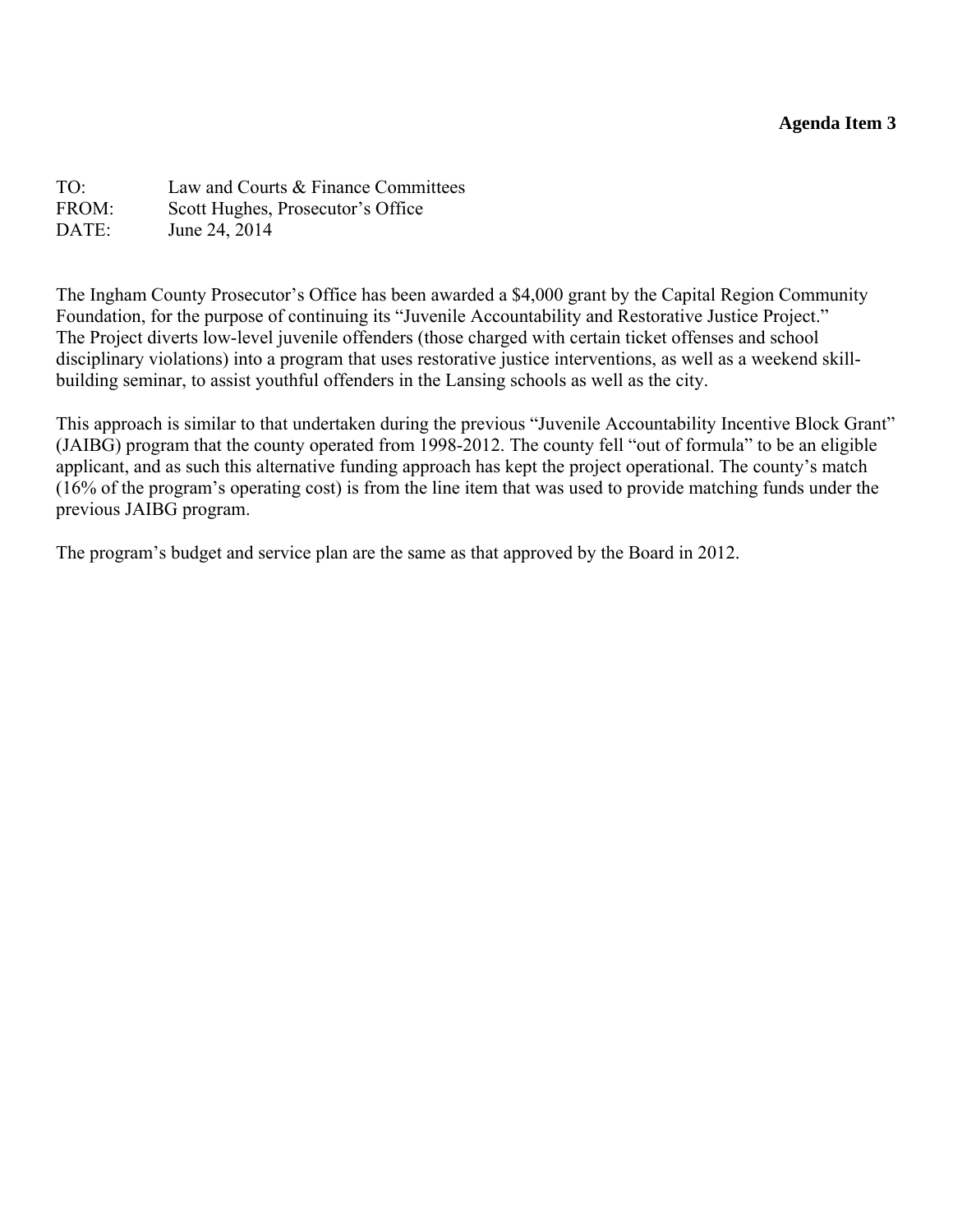**Agenda Item 3**

TO: Law and Courts & Finance Committees
FROM: Scott Hughes, Prosecutor's Office
DATE: June 24, 2014

The Ingham County Prosecutor's Office has been awarded a $4,000 grant by the Capital Region Community Foundation, for the purpose of continuing its "Juvenile Accountability and Restorative Justice Project." The Project diverts low-level juvenile offenders (those charged with certain ticket offenses and school disciplinary violations) into a program that uses restorative justice interventions, as well as a weekend skill-building seminar, to assist youthful offenders in the Lansing schools as well as the city.

This approach is similar to that undertaken during the previous "Juvenile Accountability Incentive Block Grant" (JAIBG) program that the county operated from 1998-2012. The county fell "out of formula" to be an eligible applicant, and as such this alternative funding approach has kept the project operational. The county's match (16% of the program's operating cost) is from the line item that was used to provide matching funds under the previous JAIBG program.

The program's budget and service plan are the same as that approved by the Board in 2012.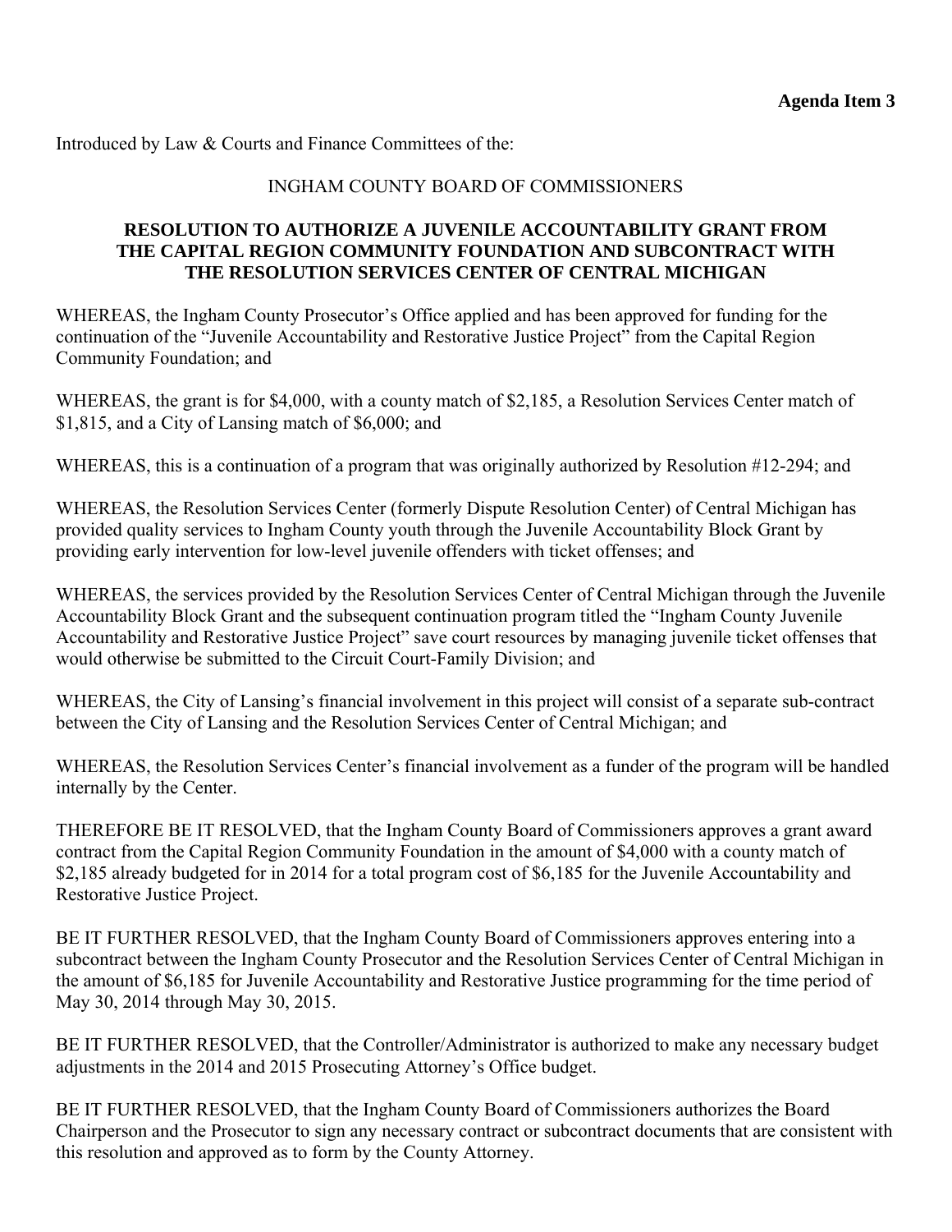**Agenda Item 3**

Introduced by Law & Courts and Finance Committees of the:

INGHAM COUNTY BOARD OF COMMISSIONERS

**RESOLUTION TO AUTHORIZE A JUVENILE ACCOUNTABILITY GRANT FROM THE CAPITAL REGION COMMUNITY FOUNDATION AND SUBCONTRACT WITH THE RESOLUTION SERVICES CENTER OF CENTRAL MICHIGAN**

WHEREAS, the Ingham County Prosecutor's Office applied and has been approved for funding for the continuation of the "Juvenile Accountability and Restorative Justice Project" from the Capital Region Community Foundation; and

WHEREAS, the grant is for $4,000, with a county match of $2,185, a Resolution Services Center match of $1,815, and a City of Lansing match of $6,000; and

WHEREAS, this is a continuation of a program that was originally authorized by Resolution #12-294; and

WHEREAS, the Resolution Services Center (formerly Dispute Resolution Center) of Central Michigan has provided quality services to Ingham County youth through the Juvenile Accountability Block Grant by providing early intervention for low-level juvenile offenders with ticket offenses; and

WHEREAS, the services provided by the Resolution Services Center of Central Michigan through the Juvenile Accountability Block Grant and the subsequent continuation program titled the "Ingham County Juvenile Accountability and Restorative Justice Project" save court resources by managing juvenile ticket offenses that would otherwise be submitted to the Circuit Court-Family Division; and

WHEREAS, the City of Lansing's financial involvement in this project will consist of a separate sub-contract between the City of Lansing and the Resolution Services Center of Central Michigan; and

WHEREAS, the Resolution Services Center's financial involvement as a funder of the program will be handled internally by the Center.

THEREFORE BE IT RESOLVED, that the Ingham County Board of Commissioners approves a grant award contract from the Capital Region Community Foundation in the amount of $4,000 with a county match of $2,185 already budgeted for in 2014 for a total program cost of $6,185 for the Juvenile Accountability and Restorative Justice Project.

BE IT FURTHER RESOLVED, that the Ingham County Board of Commissioners approves entering into a subcontract between the Ingham County Prosecutor and the Resolution Services Center of Central Michigan in the amount of $6,185 for Juvenile Accountability and Restorative Justice programming for the time period of May 30, 2014 through May 30, 2015.

BE IT FURTHER RESOLVED, that the Controller/Administrator is authorized to make any necessary budget adjustments in the 2014 and 2015 Prosecuting Attorney's Office budget.

BE IT FURTHER RESOLVED, that the Ingham County Board of Commissioners authorizes the Board Chairperson and the Prosecutor to sign any necessary contract or subcontract documents that are consistent with this resolution and approved as to form by the County Attorney.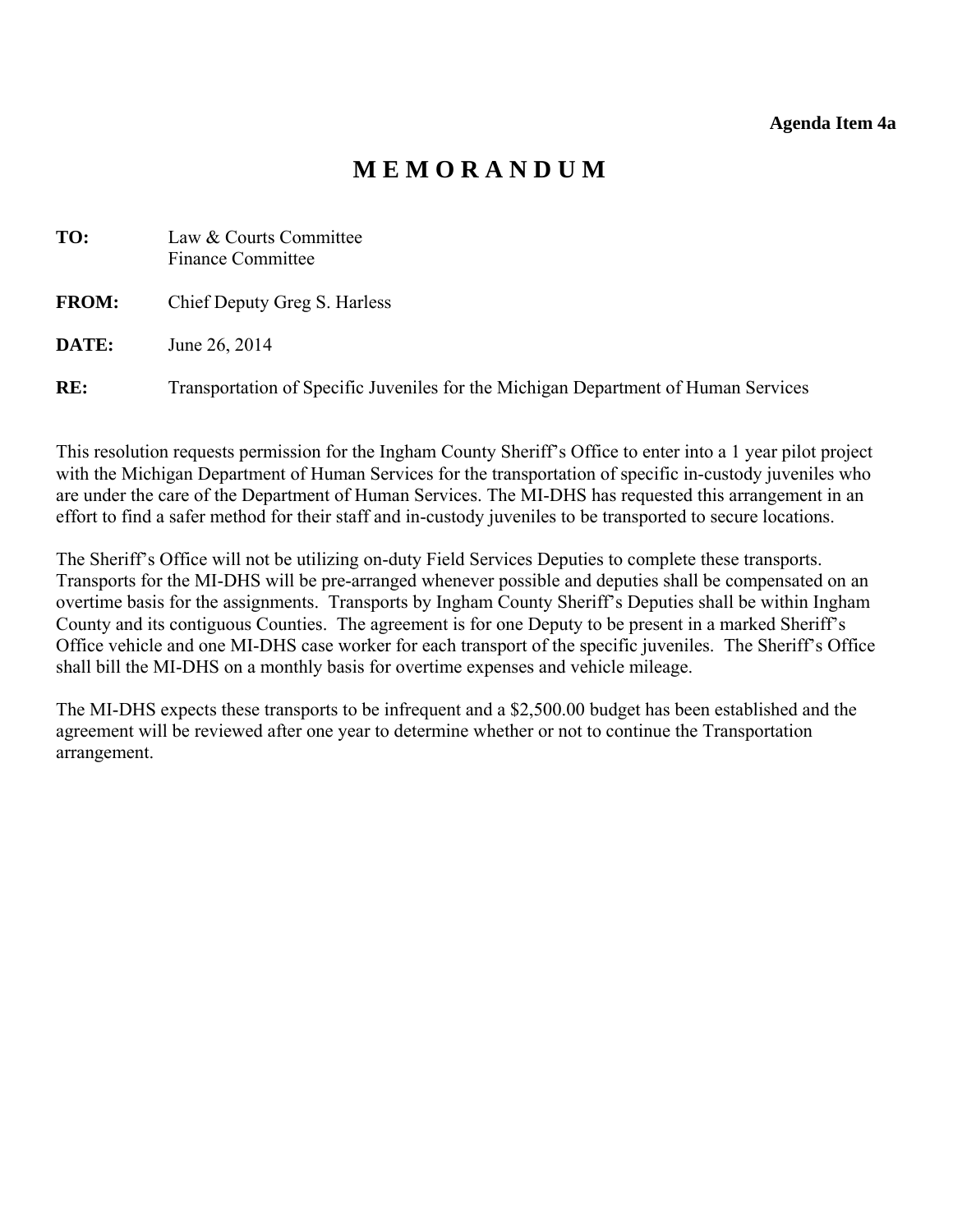**Agenda Item 4a**

# M E M O R A N D U M

**TO:** Law & Courts Committee
Finance Committee

**FROM:** Chief Deputy Greg S. Harless

**DATE:** June 26, 2014

**RE:** Transportation of Specific Juveniles for the Michigan Department of Human Services

This resolution requests permission for the Ingham County Sheriff's Office to enter into a 1 year pilot project with the Michigan Department of Human Services for the transportation of specific in-custody juveniles who are under the care of the Department of Human Services. The MI-DHS has requested this arrangement in an effort to find a safer method for their staff and in-custody juveniles to be transported to secure locations.

The Sheriff's Office will not be utilizing on-duty Field Services Deputies to complete these transports. Transports for the MI-DHS will be pre-arranged whenever possible and deputies shall be compensated on an overtime basis for the assignments. Transports by Ingham County Sheriff's Deputies shall be within Ingham County and its contiguous Counties. The agreement is for one Deputy to be present in a marked Sheriff's Office vehicle and one MI-DHS case worker for each transport of the specific juveniles. The Sheriff's Office shall bill the MI-DHS on a monthly basis for overtime expenses and vehicle mileage.

The MI-DHS expects these transports to be infrequent and a $2,500.00 budget has been established and the agreement will be reviewed after one year to determine whether or not to continue the Transportation arrangement.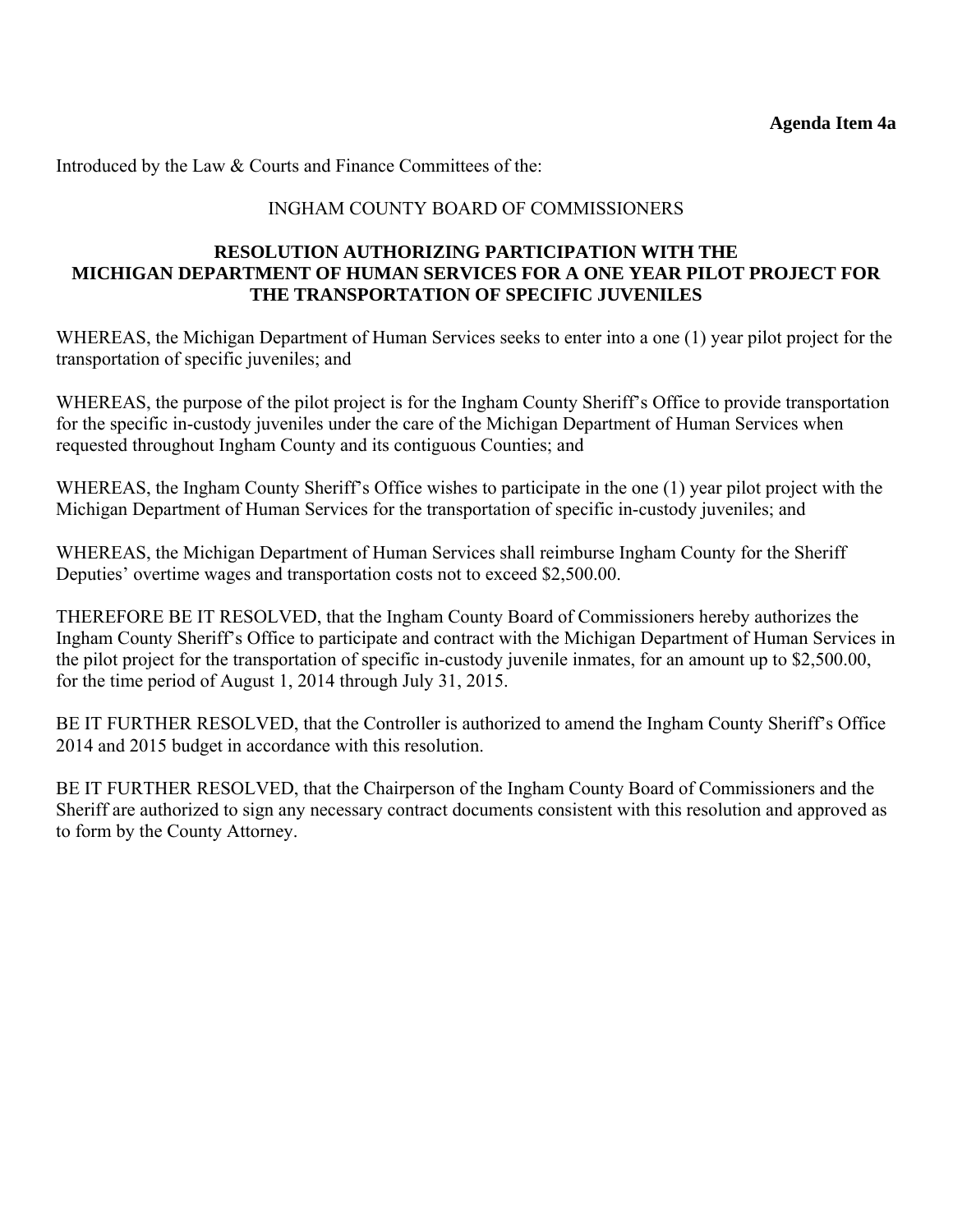**Agenda Item 4a**

Introduced by the Law & Courts and Finance Committees of the:

INGHAM COUNTY BOARD OF COMMISSIONERS

**RESOLUTION AUTHORIZING PARTICIPATION WITH THE MICHIGAN DEPARTMENT OF HUMAN SERVICES FOR A ONE YEAR PILOT PROJECT FOR THE TRANSPORTATION OF SPECIFIC JUVENILES**

WHEREAS, the Michigan Department of Human Services seeks to enter into a one (1) year pilot project for the transportation of specific juveniles; and

WHEREAS, the purpose of the pilot project is for the Ingham County Sheriff's Office to provide transportation for the specific in-custody juveniles under the care of the Michigan Department of Human Services when requested throughout Ingham County and its contiguous Counties; and

WHEREAS, the Ingham County Sheriff's Office wishes to participate in the one (1) year pilot project with the Michigan Department of Human Services for the transportation of specific in-custody juveniles; and

WHEREAS, the Michigan Department of Human Services shall reimburse Ingham County for the Sheriff Deputies' overtime wages and transportation costs not to exceed $2,500.00.

THEREFORE BE IT RESOLVED, that the Ingham County Board of Commissioners hereby authorizes the Ingham County Sheriff's Office to participate and contract with the Michigan Department of Human Services in the pilot project for the transportation of specific in-custody juvenile inmates, for an amount up to $2,500.00, for the time period of August 1, 2014 through July 31, 2015.

BE IT FURTHER RESOLVED, that the Controller is authorized to amend the Ingham County Sheriff's Office 2014 and 2015 budget in accordance with this resolution.

BE IT FURTHER RESOLVED, that the Chairperson of the Ingham County Board of Commissioners and the Sheriff are authorized to sign any necessary contract documents consistent with this resolution and approved as to form by the County Attorney.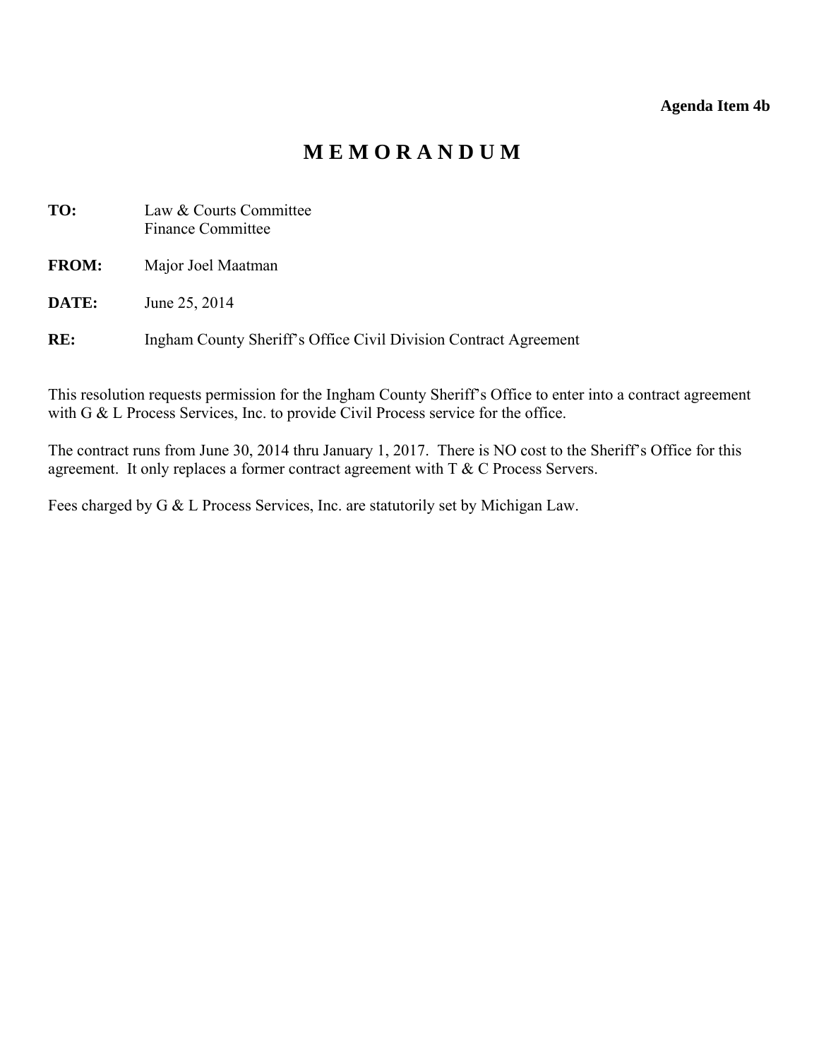**Agenda Item 4b**

# M E M O R A N D U M

**TO:** Law & Courts Committee
Finance Committee

**FROM:** Major Joel Maatman

**DATE:** June 25, 2014

**RE:** Ingham County Sheriff's Office Civil Division Contract Agreement

This resolution requests permission for the Ingham County Sheriff's Office to enter into a contract agreement with G & L Process Services, Inc. to provide Civil Process service for the office.

The contract runs from June 30, 2014 thru January 1, 2017. There is NO cost to the Sheriff's Office for this agreement. It only replaces a former contract agreement with T & C Process Servers.

Fees charged by G & L Process Services, Inc. are statutorily set by Michigan Law.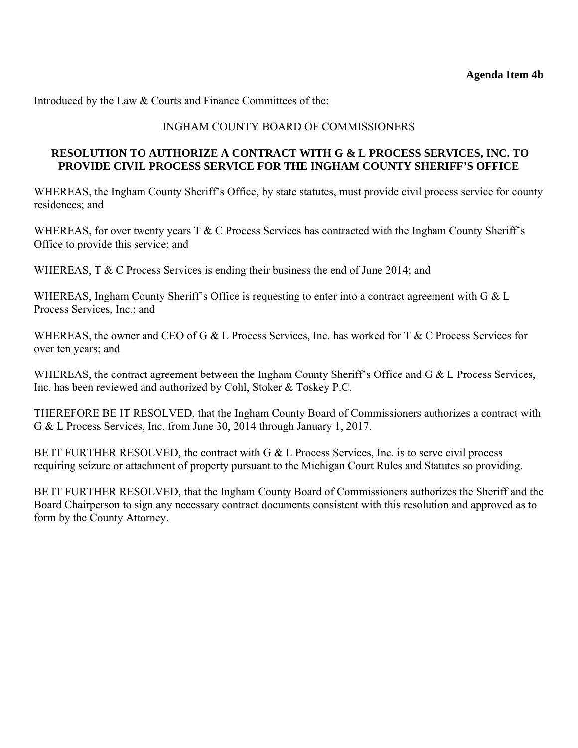**Agenda Item 4b**

Introduced by the Law & Courts and Finance Committees of the:

INGHAM COUNTY BOARD OF COMMISSIONERS

**RESOLUTION TO AUTHORIZE A CONTRACT WITH G & L PROCESS SERVICES, INC. TO PROVIDE CIVIL PROCESS SERVICE FOR THE INGHAM COUNTY SHERIFF'S OFFICE**

WHEREAS, the Ingham County Sheriff's Office, by state statutes, must provide civil process service for county residences; and

WHEREAS, for over twenty years T & C Process Services has contracted with the Ingham County Sheriff's Office to provide this service; and

WHEREAS, T & C Process Services is ending their business the end of June 2014; and

WHEREAS, Ingham County Sheriff's Office is requesting to enter into a contract agreement with G & L Process Services, Inc.; and

WHEREAS, the owner and CEO of G & L Process Services, Inc. has worked for T & C Process Services for over ten years; and

WHEREAS, the contract agreement between the Ingham County Sheriff's Office and G & L Process Services, Inc. has been reviewed and authorized by Cohl, Stoker & Toskey P.C.

THEREFORE BE IT RESOLVED, that the Ingham County Board of Commissioners authorizes a contract with G & L Process Services, Inc. from June 30, 2014 through January 1, 2017.

BE IT FURTHER RESOLVED, the contract with G & L Process Services, Inc. is to serve civil process requiring seizure or attachment of property pursuant to the Michigan Court Rules and Statutes so providing.

BE IT FURTHER RESOLVED, that the Ingham County Board of Commissioners authorizes the Sheriff and the Board Chairperson to sign any necessary contract documents consistent with this resolution and approved as to form by the County Attorney.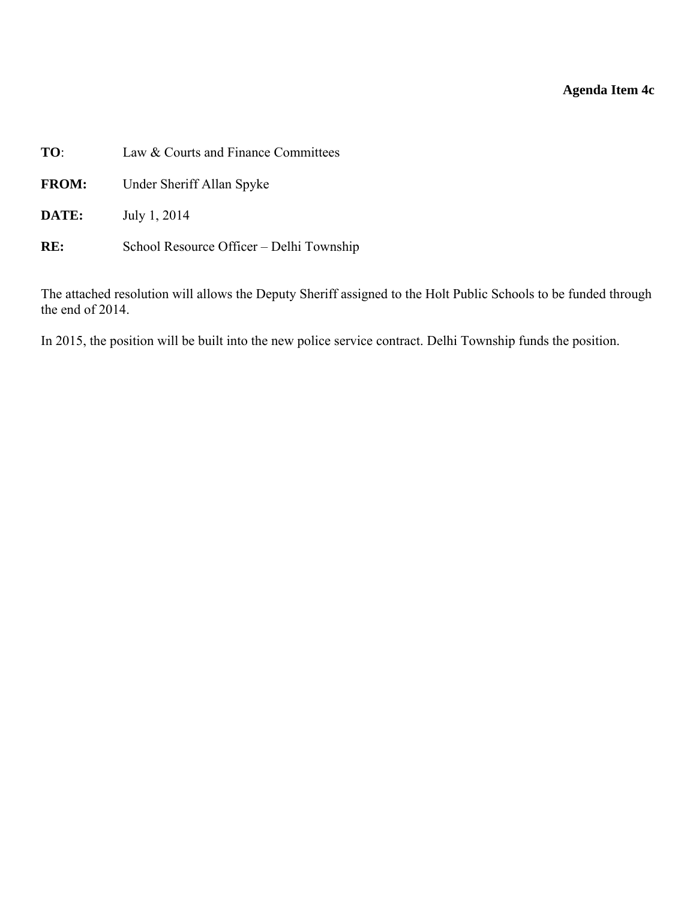**Agenda Item 4c**

**TO**: Law & Courts and Finance Committees

**FROM:** Under Sheriff Allan Spyke

**DATE:** July 1, 2014

**RE:** School Resource Officer – Delhi Township

The attached resolution will allows the Deputy Sheriff assigned to the Holt Public Schools to be funded through the end of 2014.

In 2015, the position will be built into the new police service contract. Delhi Township funds the position.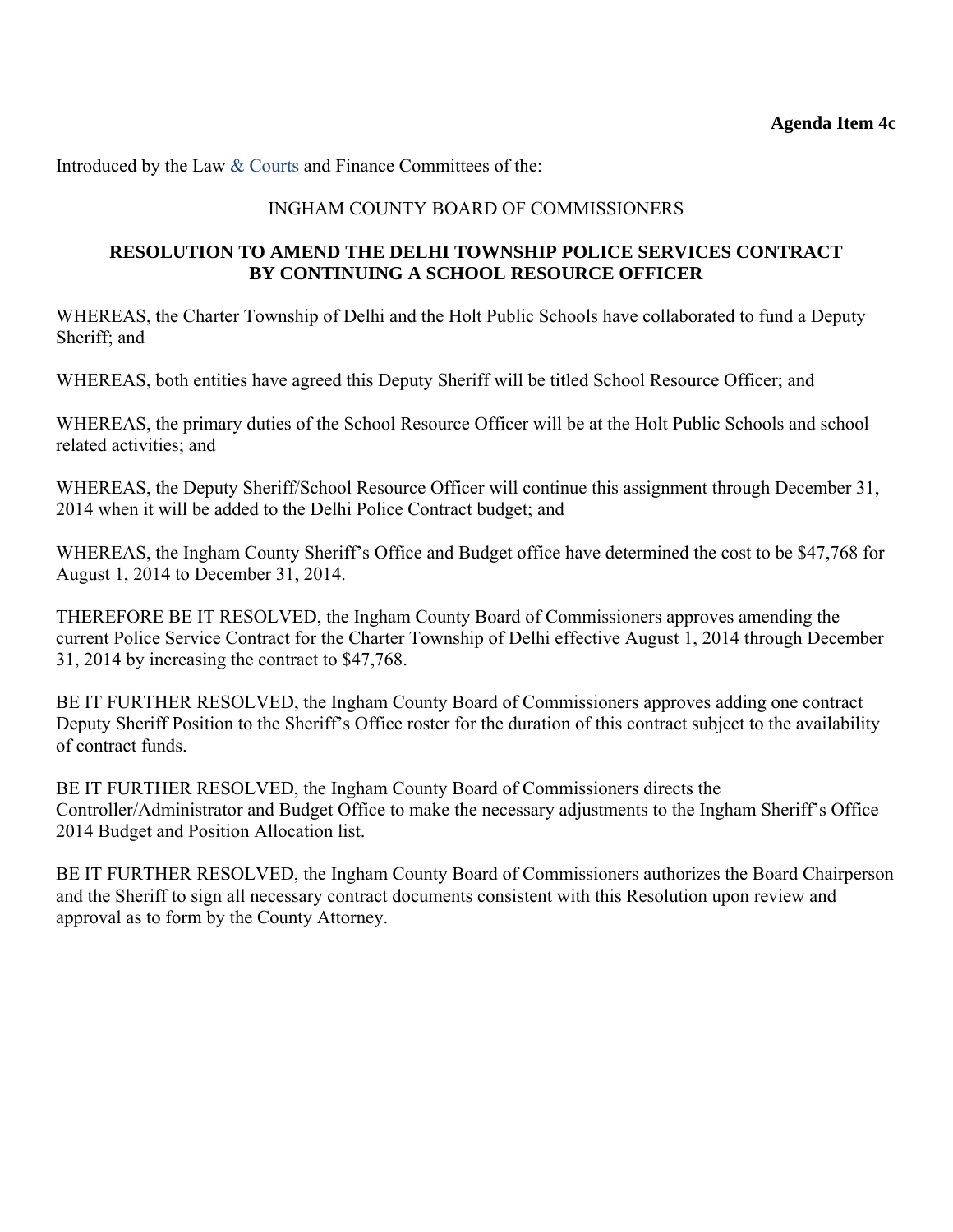**Agenda Item 4c**

Introduced by the Law & Courts and Finance Committees of the:

INGHAM COUNTY BOARD OF COMMISSIONERS

**RESOLUTION TO AMEND THE DELHI TOWNSHIP POLICE SERVICES CONTRACT BY CONTINUING A SCHOOL RESOURCE OFFICER**

WHEREAS, the Charter Township of Delhi and the Holt Public Schools have collaborated to fund a Deputy Sheriff; and

WHEREAS, both entities have agreed this Deputy Sheriff will be titled School Resource Officer; and

WHEREAS, the primary duties of the School Resource Officer will be at the Holt Public Schools and school related activities; and

WHEREAS, the Deputy Sheriff/School Resource Officer will continue this assignment through December 31, 2014 when it will be added to the Delhi Police Contract budget; and

WHEREAS, the Ingham County Sheriff's Office and Budget office have determined the cost to be $47,768 for August 1, 2014 to December 31, 2014.

THEREFORE BE IT RESOLVED, the Ingham County Board of Commissioners approves amending the current Police Service Contract for the Charter Township of Delhi effective August 1, 2014 through December 31, 2014 by increasing the contract to $47,768.

BE IT FURTHER RESOLVED, the Ingham County Board of Commissioners approves adding one contract Deputy Sheriff Position to the Sheriff's Office roster for the duration of this contract subject to the availability of contract funds.

BE IT FURTHER RESOLVED, the Ingham County Board of Commissioners directs the Controller/Administrator and Budget Office to make the necessary adjustments to the Ingham Sheriff's Office 2014 Budget and Position Allocation list.

BE IT FURTHER RESOLVED, the Ingham County Board of Commissioners authorizes the Board Chairperson and the Sheriff to sign all necessary contract documents consistent with this Resolution upon review and approval as to form by the County Attorney.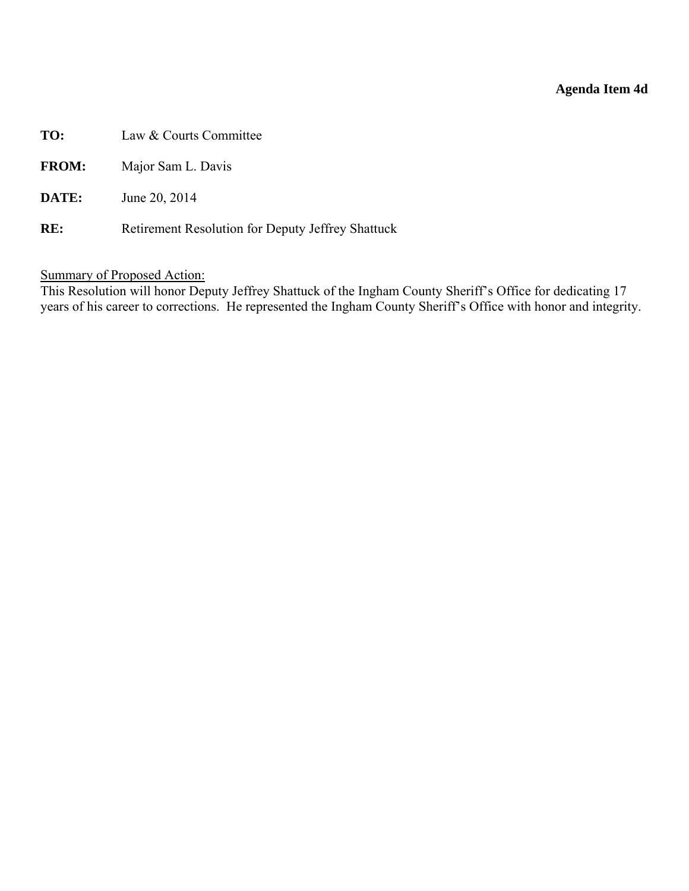**Agenda Item 4d**

**TO:** Law & Courts Committee

**FROM:** Major Sam L. Davis

**DATE:** June 20, 2014

**RE:** Retirement Resolution for Deputy Jeffrey Shattuck

Summary of Proposed Action:
This Resolution will honor Deputy Jeffrey Shattuck of the Ingham County Sheriff's Office for dedicating 17 years of his career to corrections. He represented the Ingham County Sheriff's Office with honor and integrity.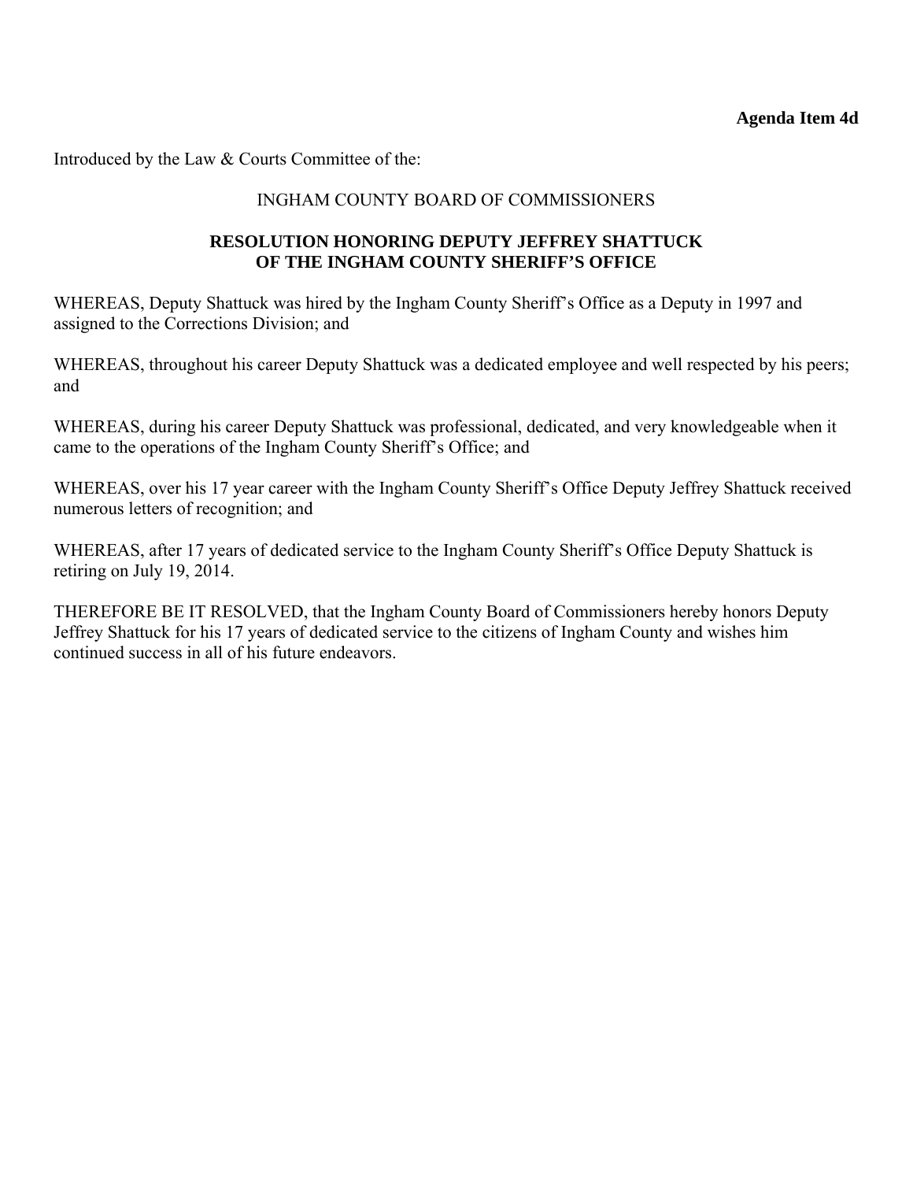**Agenda Item 4d**

Introduced by the Law & Courts Committee of the:

INGHAM COUNTY BOARD OF COMMISSIONERS

**RESOLUTION HONORING DEPUTY JEFFREY SHATTUCK
OF THE INGHAM COUNTY SHERIFF'S OFFICE**

WHEREAS, Deputy Shattuck was hired by the Ingham County Sheriff's Office as a Deputy in 1997 and assigned to the Corrections Division; and

WHEREAS, throughout his career Deputy Shattuck was a dedicated employee and well respected by his peers; and

WHEREAS, during his career Deputy Shattuck was professional, dedicated, and very knowledgeable when it came to the operations of the Ingham County Sheriff's Office; and

WHEREAS, over his 17 year career with the Ingham County Sheriff's Office Deputy Jeffrey Shattuck received numerous letters of recognition; and

WHEREAS, after 17 years of dedicated service to the Ingham County Sheriff's Office Deputy Shattuck is retiring on July 19, 2014.

THEREFORE BE IT RESOLVED, that the Ingham County Board of Commissioners hereby honors Deputy Jeffrey Shattuck for his 17 years of dedicated service to the citizens of Ingham County and wishes him continued success in all of his future endeavors.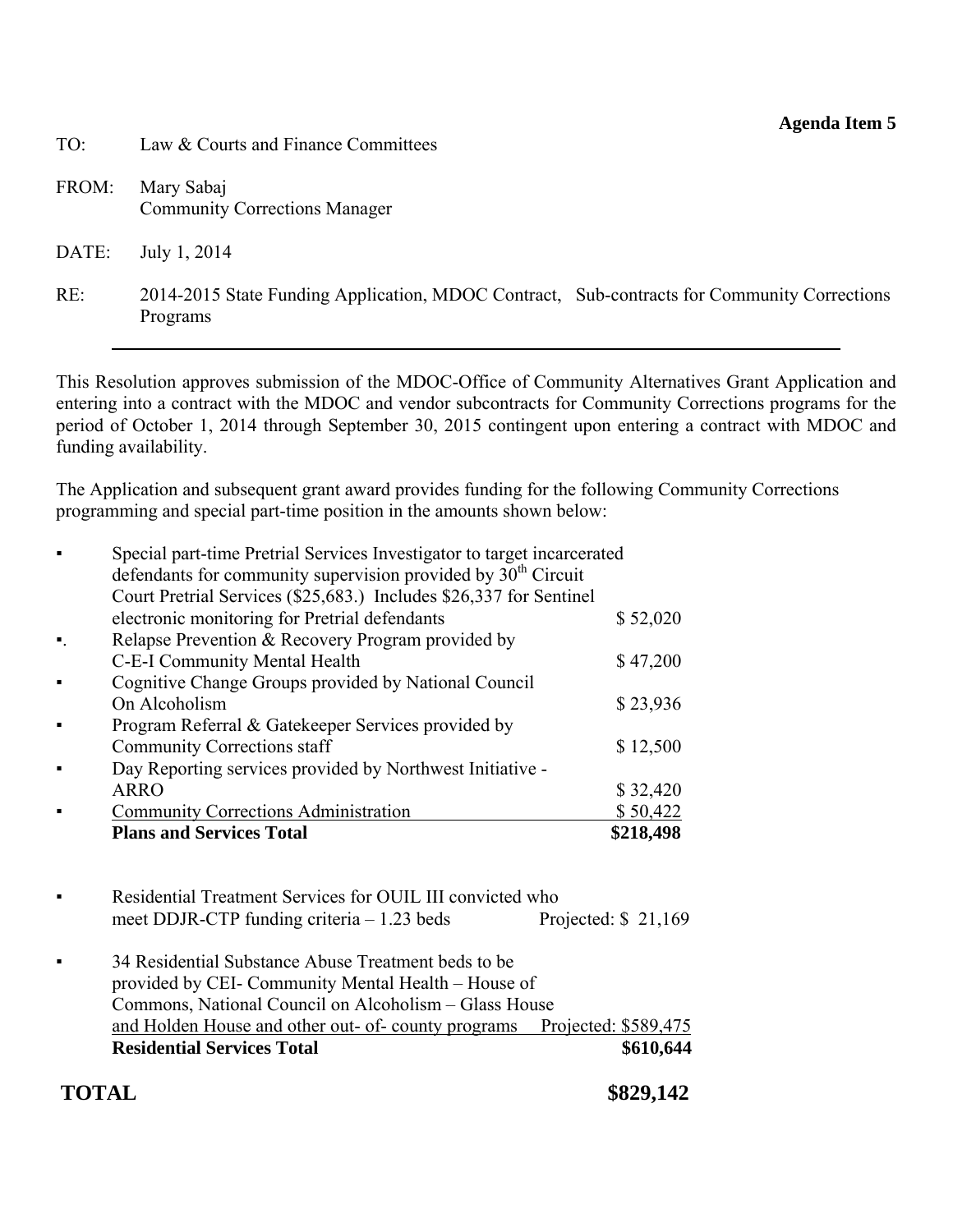**Agenda Item 5**

TO: Law & Courts and Finance Committees

FROM: Mary Sabaj
Community Corrections Manager

DATE: July 1, 2014

RE: 2014-2015 State Funding Application, MDOC Contract, Sub-contracts for Community Corrections Programs

---

This Resolution approves submission of the MDOC-Office of Community Alternatives Grant Application and entering into a contract with the MDOC and vendor subcontracts for Community Corrections programs for the period of October 1, 2014 through September 30, 2015 contingent upon entering a contract with MDOC and funding availability.

The Application and subsequent grant award provides funding for the following Community Corrections programming and special part-time position in the amounts shown below:

| | | |
|---|---|---|
| ▪ | Special part-time Pretrial Services Investigator to target incarcerated defendants for community supervision provided by 30th Circuit Court Pretrial Services ($25,683.) Includes $26,337 for Sentinel electronic monitoring for Pretrial defendants | $ 52,020 |
| ▪. | Relapse Prevention & Recovery Program provided by C-E-I Community Mental Health | $ 47,200 |
| ▪ | Cognitive Change Groups provided by National Council On Alcoholism | $ 23,936 |
| ▪ | Program Referral & Gatekeeper Services provided by Community Corrections staff | $ 12,500 |
| ▪ | Day Reporting services provided by Northwest Initiative - ARRO | $ 32,420 |
| ▪ | Community Corrections Administration | $ 50,422 |
| | **Plans and Services Total** | **$218,498** |

| | | |
|---|---|---|
| ▪ | Residential Treatment Services for OUIL III convicted who meet DDJR-CTP funding criteria – 1.23 beds | Projected: $ 21,169 |
| ▪ | 34 Residential Substance Abuse Treatment beds to be provided by CEI- Community Mental Health – House of Commons, National Council on Alcoholism – Glass House and Holden House and other out- of- county programs | Projected: $589,475 |
| | **Residential Services Total** | **$610,644** |

**TOTAL** **$829,142**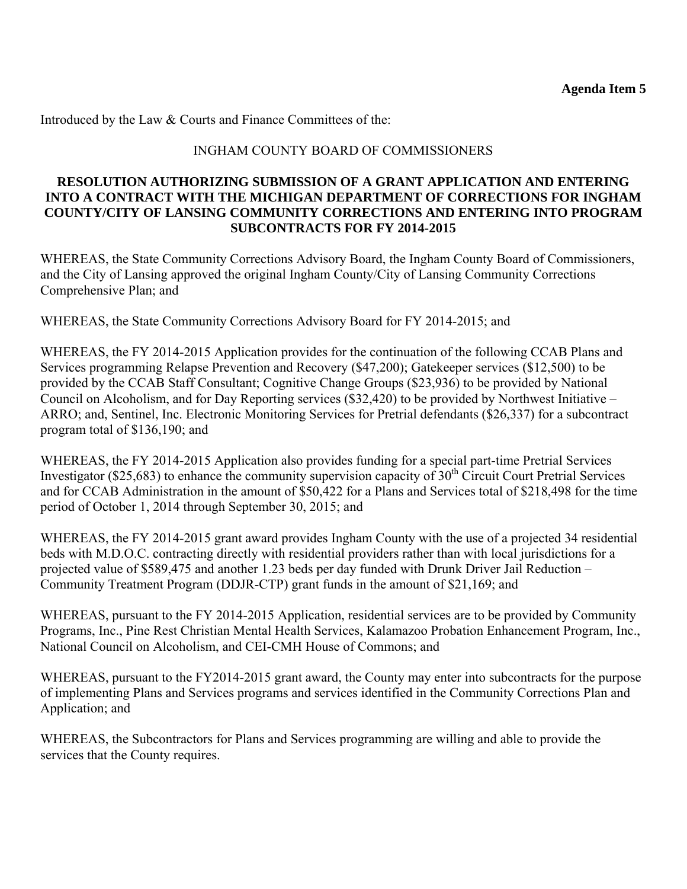**Agenda Item 5**

Introduced by the Law & Courts and Finance Committees of the:

INGHAM COUNTY BOARD OF COMMISSIONERS

**RESOLUTION AUTHORIZING SUBMISSION OF A GRANT APPLICATION AND ENTERING INTO A CONTRACT WITH THE MICHIGAN DEPARTMENT OF CORRECTIONS FOR INGHAM COUNTY/CITY OF LANSING COMMUNITY CORRECTIONS AND ENTERING INTO PROGRAM SUBCONTRACTS FOR FY 2014-2015**

WHEREAS, the State Community Corrections Advisory Board, the Ingham County Board of Commissioners, and the City of Lansing approved the original Ingham County/City of Lansing Community Corrections Comprehensive Plan; and

WHEREAS, the State Community Corrections Advisory Board for FY 2014-2015; and

WHEREAS, the FY 2014-2015 Application provides for the continuation of the following CCAB Plans and Services programming Relapse Prevention and Recovery ($47,200); Gatekeeper services ($12,500) to be provided by the CCAB Staff Consultant; Cognitive Change Groups ($23,936) to be provided by National Council on Alcoholism, and for Day Reporting services ($32,420) to be provided by Northwest Initiative – ARRO; and, Sentinel, Inc. Electronic Monitoring Services for Pretrial defendants ($26,337) for a subcontract program total of $136,190; and

WHEREAS, the FY 2014-2015 Application also provides funding for a special part-time Pretrial Services Investigator ($25,683) to enhance the community supervision capacity of 30th Circuit Court Pretrial Services and for CCAB Administration in the amount of $50,422 for a Plans and Services total of $218,498 for the time period of October 1, 2014 through September 30, 2015; and

WHEREAS, the FY 2014-2015 grant award provides Ingham County with the use of a projected 34 residential beds with M.D.O.C. contracting directly with residential providers rather than with local jurisdictions for a projected value of $589,475 and another 1.23 beds per day funded with Drunk Driver Jail Reduction – Community Treatment Program (DDJR-CTP) grant funds in the amount of $21,169; and

WHEREAS, pursuant to the FY 2014-2015 Application, residential services are to be provided by Community Programs, Inc., Pine Rest Christian Mental Health Services, Kalamazoo Probation Enhancement Program, Inc., National Council on Alcoholism, and CEI-CMH House of Commons; and

WHEREAS, pursuant to the FY2014-2015 grant award, the County may enter into subcontracts for the purpose of implementing Plans and Services programs and services identified in the Community Corrections Plan and Application; and

WHEREAS, the Subcontractors for Plans and Services programming are willing and able to provide the services that the County requires.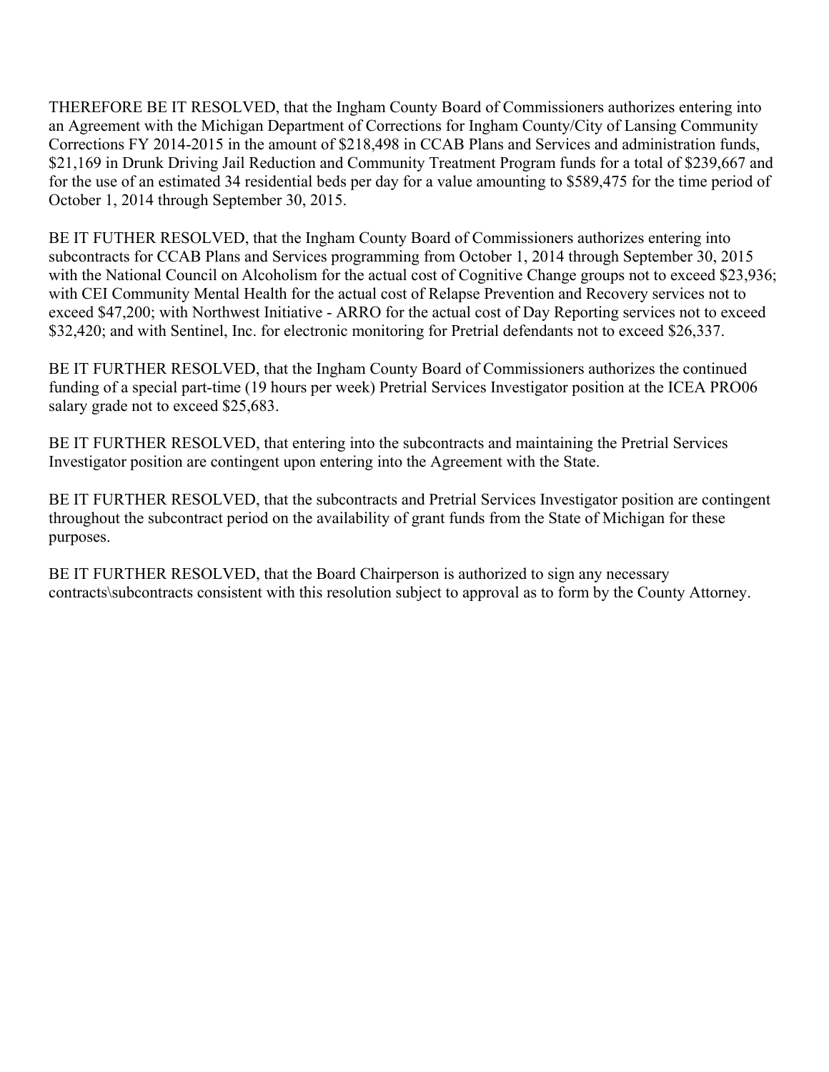THEREFORE BE IT RESOLVED, that the Ingham County Board of Commissioners authorizes entering into an Agreement with the Michigan Department of Corrections for Ingham County/City of Lansing Community Corrections FY 2014-2015 in the amount of $218,498 in CCAB Plans and Services and administration funds, $21,169 in Drunk Driving Jail Reduction and Community Treatment Program funds for a total of $239,667 and for the use of an estimated 34 residential beds per day for a value amounting to $589,475 for the time period of October 1, 2014 through September 30, 2015.

BE IT FUTHER RESOLVED, that the Ingham County Board of Commissioners authorizes entering into subcontracts for CCAB Plans and Services programming from October 1, 2014 through September 30, 2015 with the National Council on Alcoholism for the actual cost of Cognitive Change groups not to exceed $23,936; with CEI Community Mental Health for the actual cost of Relapse Prevention and Recovery services not to exceed $47,200; with Northwest Initiative - ARRO for the actual cost of Day Reporting services not to exceed $32,420; and with Sentinel, Inc. for electronic monitoring for Pretrial defendants not to exceed $26,337.

BE IT FURTHER RESOLVED, that the Ingham County Board of Commissioners authorizes the continued funding of a special part-time (19 hours per week) Pretrial Services Investigator position at the ICEA PRO06 salary grade not to exceed $25,683.

BE IT FURTHER RESOLVED, that entering into the subcontracts and maintaining the Pretrial Services Investigator position are contingent upon entering into the Agreement with the State.

BE IT FURTHER RESOLVED, that the subcontracts and Pretrial Services Investigator position are contingent throughout the subcontract period on the availability of grant funds from the State of Michigan for these purposes.

BE IT FURTHER RESOLVED, that the Board Chairperson is authorized to sign any necessary contracts\subcontracts consistent with this resolution subject to approval as to form by the County Attorney.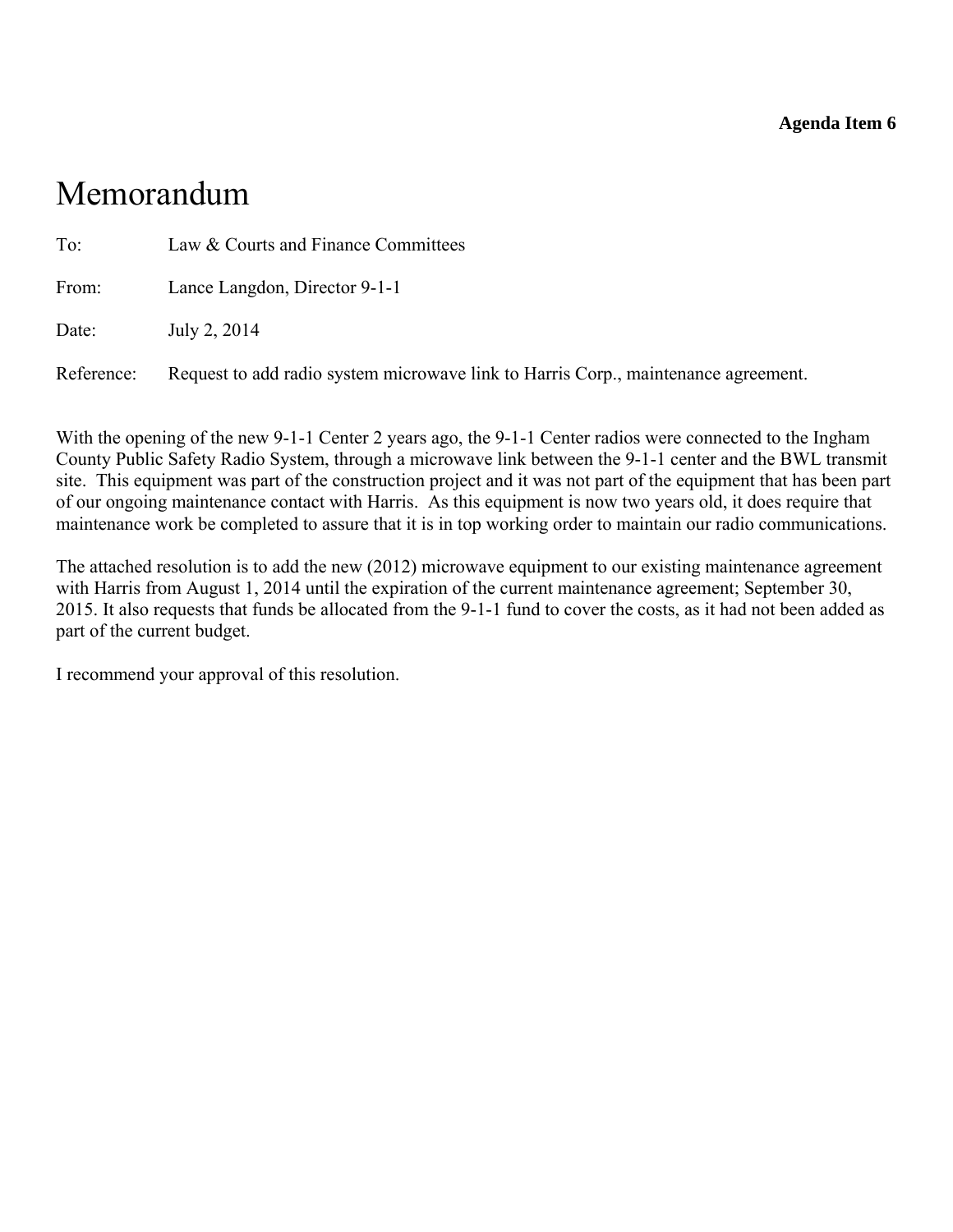**Agenda Item 6**

# Memorandum

To: Law & Courts and Finance Committees

From: Lance Langdon, Director 9-1-1

Date: July 2, 2014

Reference: Request to add radio system microwave link to Harris Corp., maintenance agreement.

With the opening of the new 9-1-1 Center 2 years ago, the 9-1-1 Center radios were connected to the Ingham County Public Safety Radio System, through a microwave link between the 9-1-1 center and the BWL transmit site. This equipment was part of the construction project and it was not part of the equipment that has been part of our ongoing maintenance contact with Harris. As this equipment is now two years old, it does require that maintenance work be completed to assure that it is in top working order to maintain our radio communications.

The attached resolution is to add the new (2012) microwave equipment to our existing maintenance agreement with Harris from August 1, 2014 until the expiration of the current maintenance agreement; September 30, 2015. It also requests that funds be allocated from the 9-1-1 fund to cover the costs, as it had not been added as part of the current budget.

I recommend your approval of this resolution.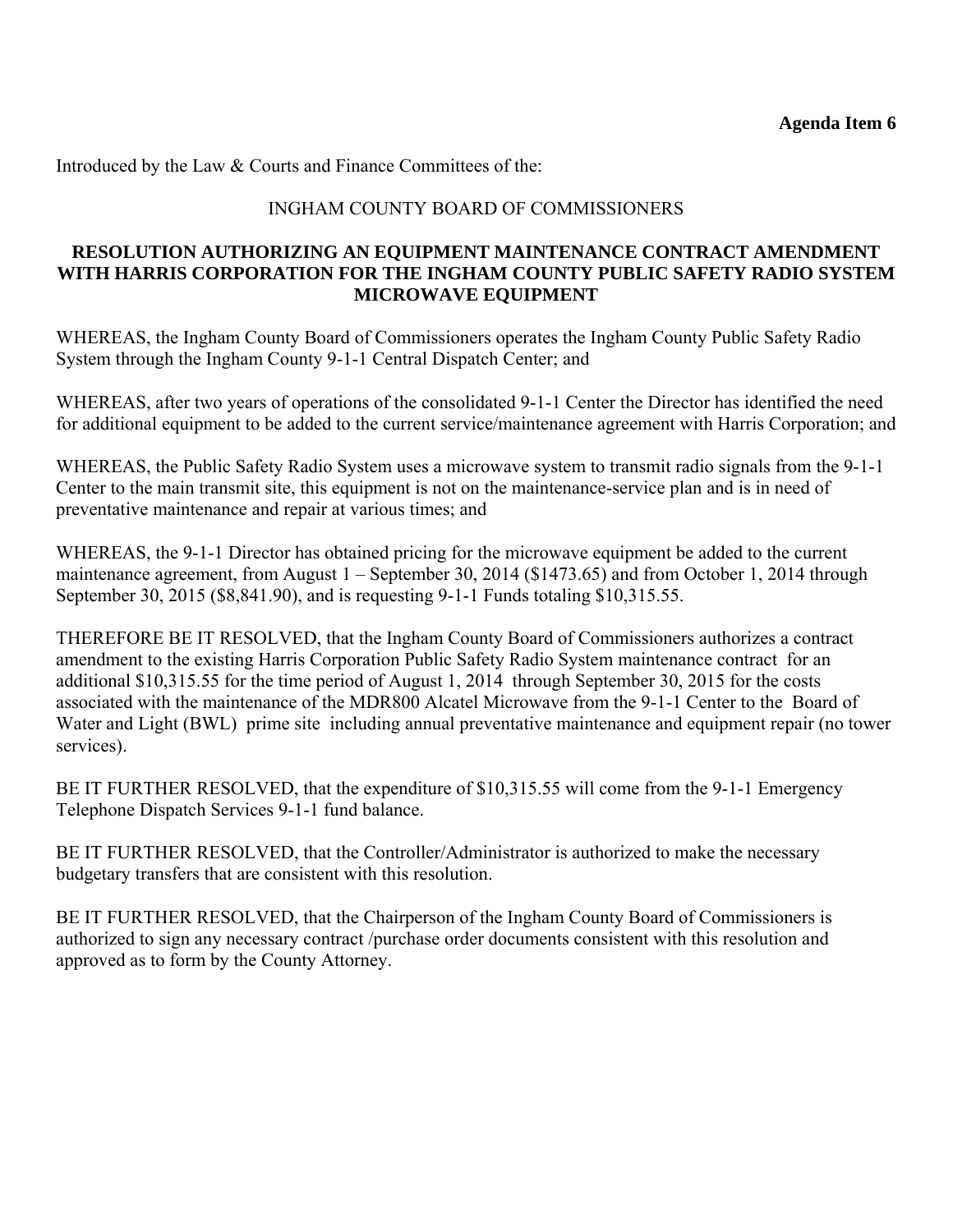**Agenda Item 6**

Introduced by the Law & Courts and Finance Committees of the:

INGHAM COUNTY BOARD OF COMMISSIONERS

**RESOLUTION AUTHORIZING AN EQUIPMENT MAINTENANCE CONTRACT AMENDMENT WITH HARRIS CORPORATION FOR THE INGHAM COUNTY PUBLIC SAFETY RADIO SYSTEM MICROWAVE EQUIPMENT**

WHEREAS, the Ingham County Board of Commissioners operates the Ingham County Public Safety Radio System through the Ingham County 9-1-1 Central Dispatch Center; and

WHEREAS, after two years of operations of the consolidated 9-1-1 Center the Director has identified the need for additional equipment to be added to the current service/maintenance agreement with Harris Corporation; and

WHEREAS, the Public Safety Radio System uses a microwave system to transmit radio signals from the 9-1-1 Center to the main transmit site, this equipment is not on the maintenance-service plan and is in need of preventative maintenance and repair at various times; and

WHEREAS, the 9-1-1 Director has obtained pricing for the microwave equipment be added to the current maintenance agreement, from August 1 – September 30, 2014 ($1473.65) and from October 1, 2014 through September 30, 2015 ($8,841.90), and is requesting 9-1-1 Funds totaling $10,315.55.

THEREFORE BE IT RESOLVED, that the Ingham County Board of Commissioners authorizes a contract amendment to the existing Harris Corporation Public Safety Radio System maintenance contract for an additional $10,315.55 for the time period of August 1, 2014 through September 30, 2015 for the costs associated with the maintenance of the MDR800 Alcatel Microwave from the 9-1-1 Center to the Board of Water and Light (BWL) prime site including annual preventative maintenance and equipment repair (no tower services).

BE IT FURTHER RESOLVED, that the expenditure of $10,315.55 will come from the 9-1-1 Emergency Telephone Dispatch Services 9-1-1 fund balance.

BE IT FURTHER RESOLVED, that the Controller/Administrator is authorized to make the necessary budgetary transfers that are consistent with this resolution.

BE IT FURTHER RESOLVED, that the Chairperson of the Ingham County Board of Commissioners is authorized to sign any necessary contract /purchase order documents consistent with this resolution and approved as to form by the County Attorney.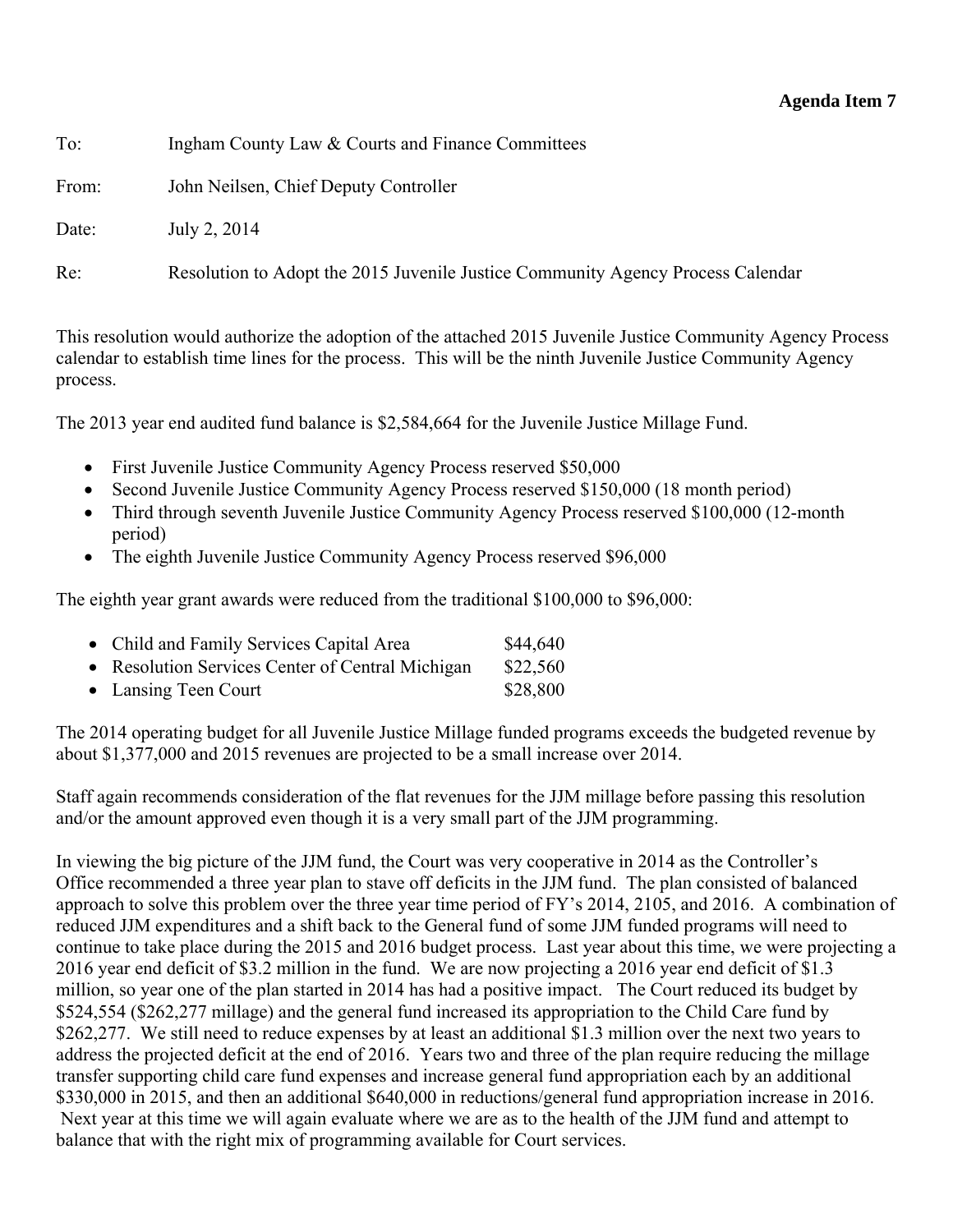**Agenda Item 7**

To: Ingham County Law & Courts and Finance Committees

From: John Neilsen, Chief Deputy Controller

Date: July 2, 2014

Re: Resolution to Adopt the 2015 Juvenile Justice Community Agency Process Calendar

This resolution would authorize the adoption of the attached 2015 Juvenile Justice Community Agency Process calendar to establish time lines for the process. This will be the ninth Juvenile Justice Community Agency process.

The 2013 year end audited fund balance is $2,584,664 for the Juvenile Justice Millage Fund.

- First Juvenile Justice Community Agency Process reserved $50,000
- Second Juvenile Justice Community Agency Process reserved $150,000 (18 month period)
- Third through seventh Juvenile Justice Community Agency Process reserved $100,000 (12-month period)
- The eighth Juvenile Justice Community Agency Process reserved $96,000

The eighth year grant awards were reduced from the traditional $100,000 to $96,000:

- Child and Family Services Capital Area $44,640
- Resolution Services Center of Central Michigan $22,560
- Lansing Teen Court $28,800

The 2014 operating budget for all Juvenile Justice Millage funded programs exceeds the budgeted revenue by about $1,377,000 and 2015 revenues are projected to be a small increase over 2014.

Staff again recommends consideration of the flat revenues for the JJM millage before passing this resolution and/or the amount approved even though it is a very small part of the JJM programming.

In viewing the big picture of the JJM fund, the Court was very cooperative in 2014 as the Controller's Office recommended a three year plan to stave off deficits in the JJM fund. The plan consisted of balanced approach to solve this problem over the three year time period of FY's 2014, 2105, and 2016. A combination of reduced JJM expenditures and a shift back to the General fund of some JJM funded programs will need to continue to take place during the 2015 and 2016 budget process. Last year about this time, we were projecting a 2016 year end deficit of $3.2 million in the fund. We are now projecting a 2016 year end deficit of $1.3 million, so year one of the plan started in 2014 has had a positive impact. The Court reduced its budget by $524,554 ($262,277 millage) and the general fund increased its appropriation to the Child Care fund by $262,277. We still need to reduce expenses by at least an additional $1.3 million over the next two years to address the projected deficit at the end of 2016. Years two and three of the plan require reducing the millage transfer supporting child care fund expenses and increase general fund appropriation each by an additional $330,000 in 2015, and then an additional $640,000 in reductions/general fund appropriation increase in 2016. Next year at this time we will again evaluate where we are as to the health of the JJM fund and attempt to balance that with the right mix of programming available for Court services.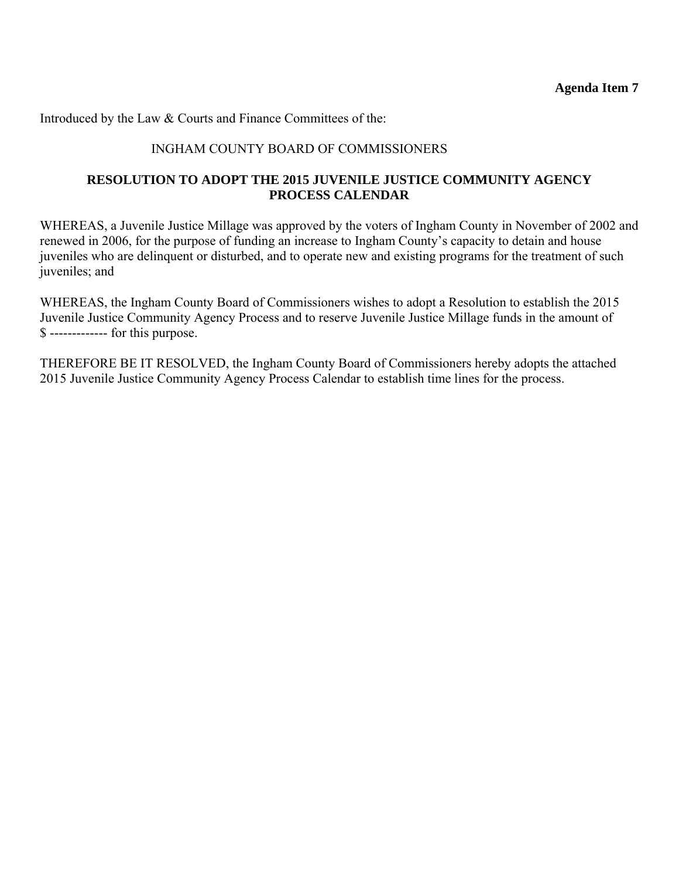**Agenda Item 7**

Introduced by the Law & Courts and Finance Committees of the:

INGHAM COUNTY BOARD OF COMMISSIONERS

**RESOLUTION TO ADOPT THE 2015 JUVENILE JUSTICE COMMUNITY AGENCY PROCESS CALENDAR**

WHEREAS, a Juvenile Justice Millage was approved by the voters of Ingham County in November of 2002 and renewed in 2006, for the purpose of funding an increase to Ingham County's capacity to detain and house juveniles who are delinquent or disturbed, and to operate new and existing programs for the treatment of such juveniles; and

WHEREAS, the Ingham County Board of Commissioners wishes to adopt a Resolution to establish the 2015 Juvenile Justice Community Agency Process and to reserve Juvenile Justice Millage funds in the amount of $ ------------- for this purpose.

THEREFORE BE IT RESOLVED, the Ingham County Board of Commissioners hereby adopts the attached 2015 Juvenile Justice Community Agency Process Calendar to establish time lines for the process.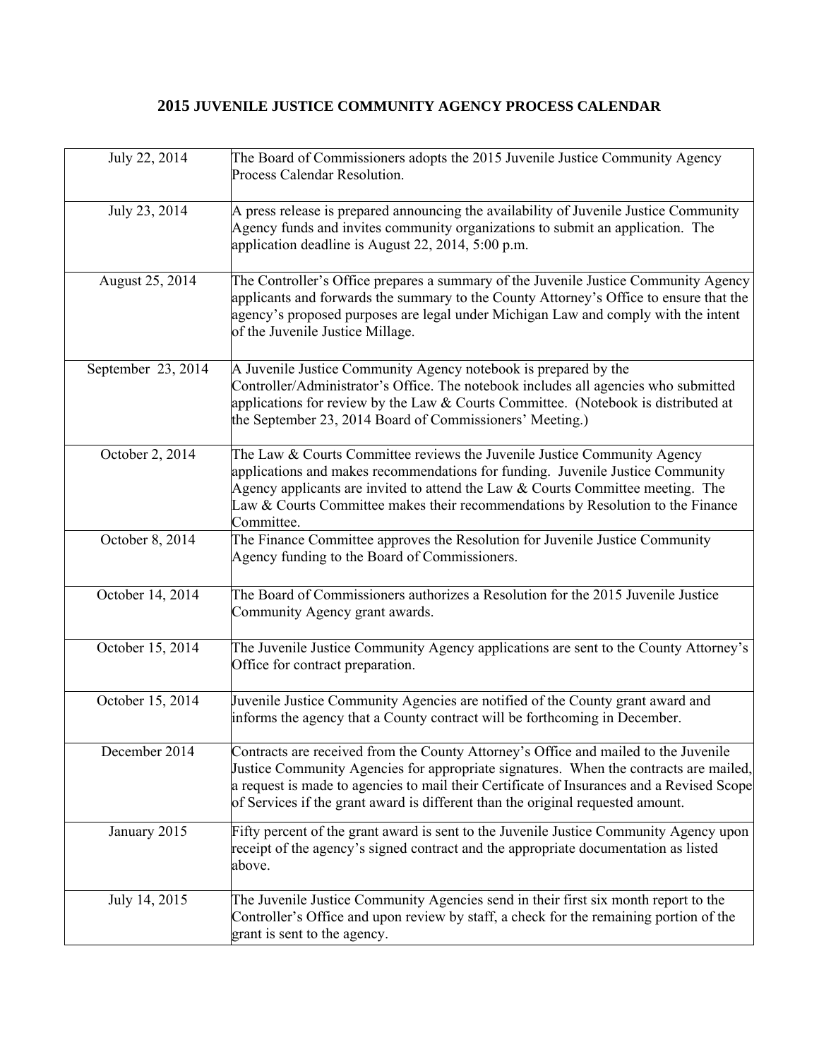## 2015 JUVENILE JUSTICE COMMUNITY AGENCY PROCESS CALENDAR

| Date | Activity |
|---|---|
| July 22, 2014 | The Board of Commissioners adopts the 2015 Juvenile Justice Community Agency Process Calendar Resolution. |
| July 23, 2014 | A press release is prepared announcing the availability of Juvenile Justice Community Agency funds and invites community organizations to submit an application. The application deadline is August 22, 2014, 5:00 p.m. |
| August 25, 2014 | The Controller's Office prepares a summary of the Juvenile Justice Community Agency applicants and forwards the summary to the County Attorney's Office to ensure that the agency's proposed purposes are legal under Michigan Law and comply with the intent of the Juvenile Justice Millage. |
| September 23, 2014 | A Juvenile Justice Community Agency notebook is prepared by the Controller/Administrator's Office. The notebook includes all agencies who submitted applications for review by the Law & Courts Committee. (Notebook is distributed at the September 23, 2014 Board of Commissioners' Meeting.) |
| October 2, 2014 | The Law & Courts Committee reviews the Juvenile Justice Community Agency applications and makes recommendations for funding. Juvenile Justice Community Agency applicants are invited to attend the Law & Courts Committee meeting. The Law & Courts Committee makes their recommendations by Resolution to the Finance Committee. |
| October 8, 2014 | The Finance Committee approves the Resolution for Juvenile Justice Community Agency funding to the Board of Commissioners. |
| October 14, 2014 | The Board of Commissioners authorizes a Resolution for the 2015 Juvenile Justice Community Agency grant awards. |
| October 15, 2014 | The Juvenile Justice Community Agency applications are sent to the County Attorney's Office for contract preparation. |
| October 15, 2014 | Juvenile Justice Community Agencies are notified of the County grant award and informs the agency that a County contract will be forthcoming in December. |
| December 2014 | Contracts are received from the County Attorney's Office and mailed to the Juvenile Justice Community Agencies for appropriate signatures. When the contracts are mailed, a request is made to agencies to mail their Certificate of Insurances and a Revised Scope of Services if the grant award is different than the original requested amount. |
| January 2015 | Fifty percent of the grant award is sent to the Juvenile Justice Community Agency upon receipt of the agency's signed contract and the appropriate documentation as listed above. |
| July 14, 2015 | The Juvenile Justice Community Agencies send in their first six month report to the Controller's Office and upon review by staff, a check for the remaining portion of the grant is sent to the agency. |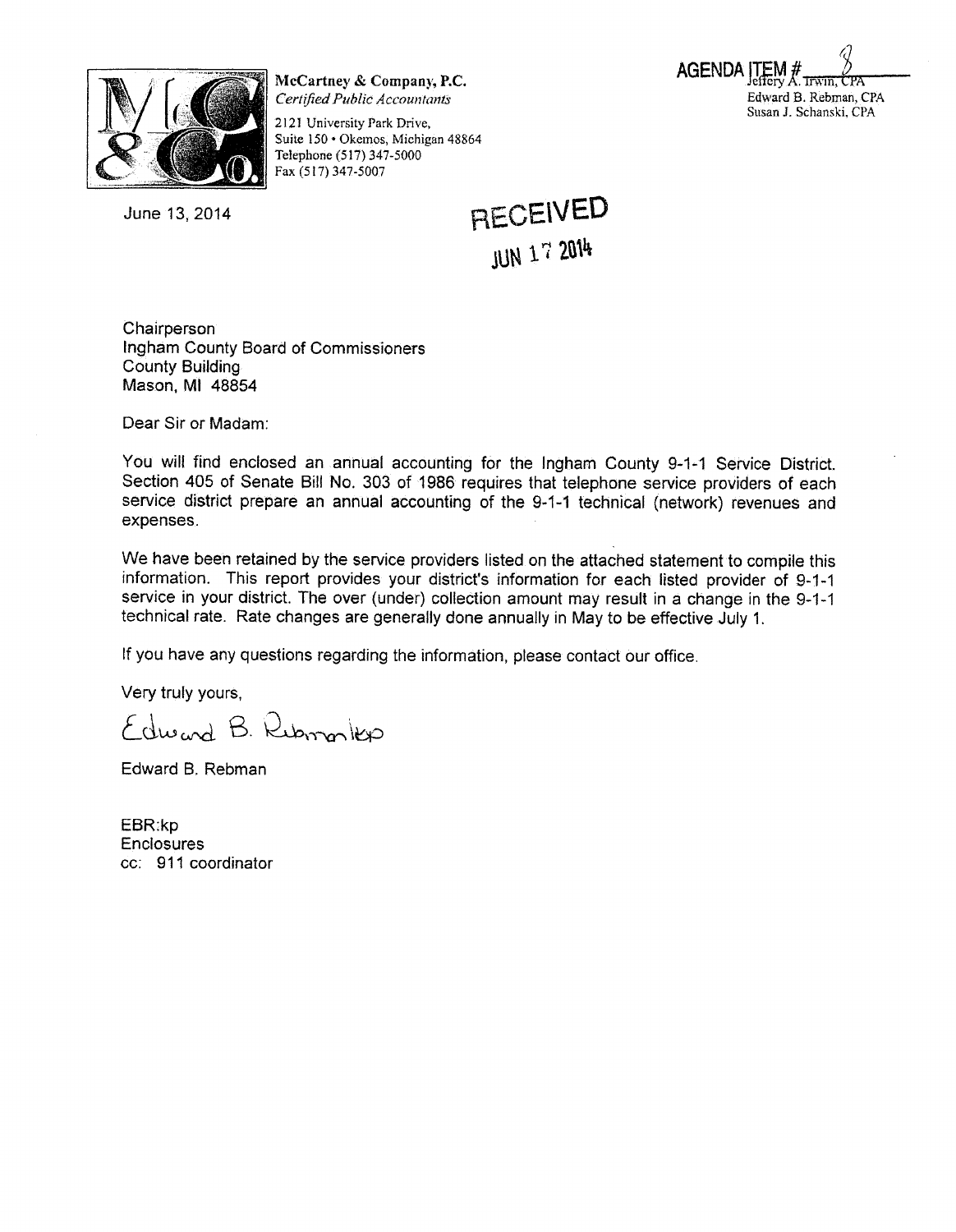**McCartney & Company, P.C.**
*Certified Public Accountants*

2121 University Park Drive,
Suite 150 • Okemos, Michigan 48864
Telephone (517) 347-5000
Fax (517) 347-5007

AGENDA ITEM # 8

Jeffery A. Irwin, CPA
Edward B. Rebman, CPA
Susan J. Schanski, CPA

June 13, 2014

RECEIVED
JUN 17 2014

Chairperson
Ingham County Board of Commissioners
County Building
Mason, MI 48854

Dear Sir or Madam:

You will find enclosed an annual accounting for the Ingham County 9-1-1 Service District. Section 405 of Senate Bill No. 303 of 1986 requires that telephone service providers of each service district prepare an annual accounting of the 9-1-1 technical (network) revenues and expenses.

We have been retained by the service providers listed on the attached statement to compile this information. This report provides your district's information for each listed provider of 9-1-1 service in your district. The over (under) collection amount may result in a change in the 9-1-1 technical rate. Rate changes are generally done annually in May to be effective July 1.

If you have any questions regarding the information, please contact our office.

Very truly yours,

Edward B. Rebman/kp

Edward B. Rebman

EBR:kp
Enclosures
cc: 911 coordinator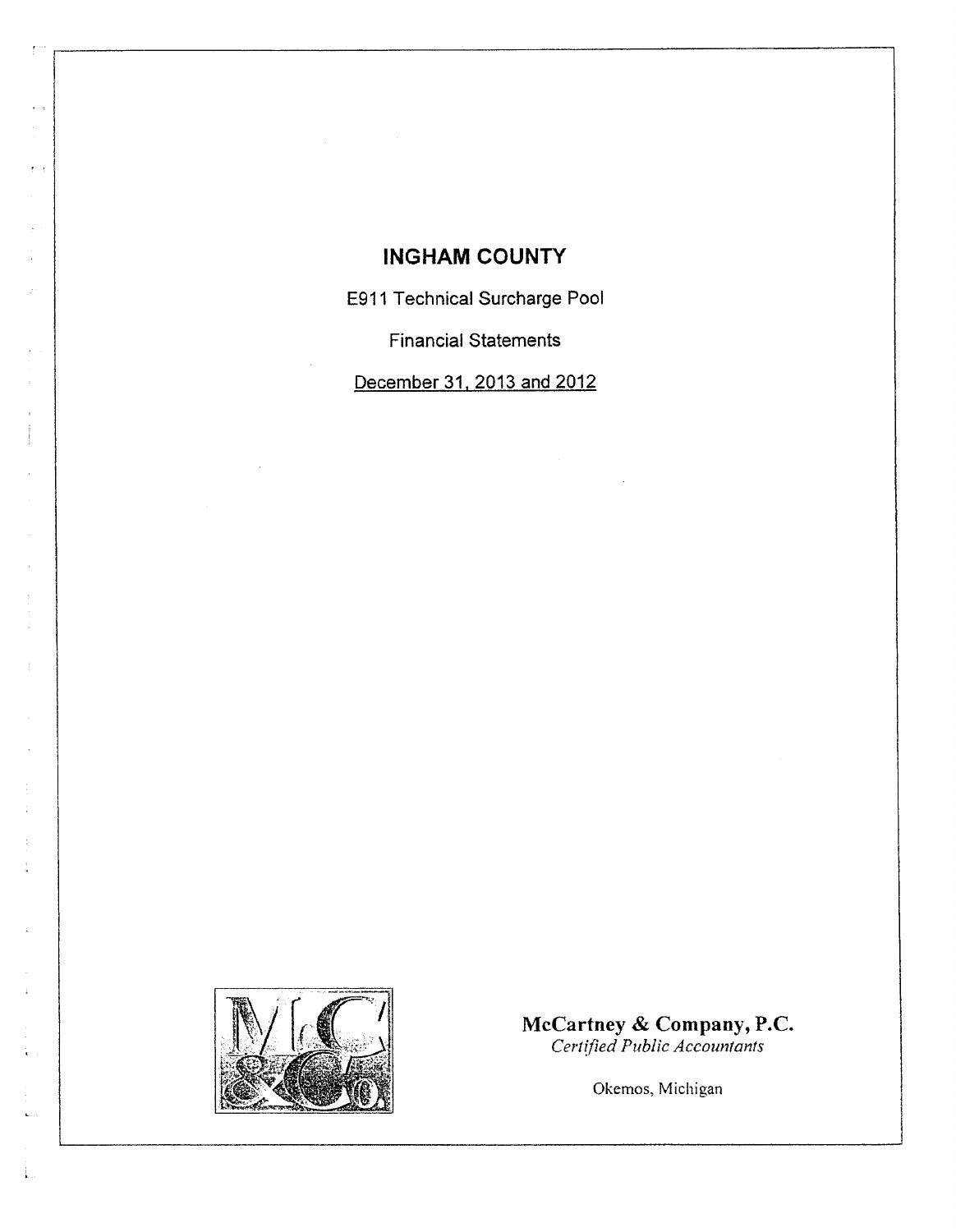# INGHAM COUNTY

E911 Technical Surcharge Pool

Financial Statements

December 31, 2013 and 2012

**McCartney & Company, P.C.**
*Certified Public Accountants*

Okemos, Michigan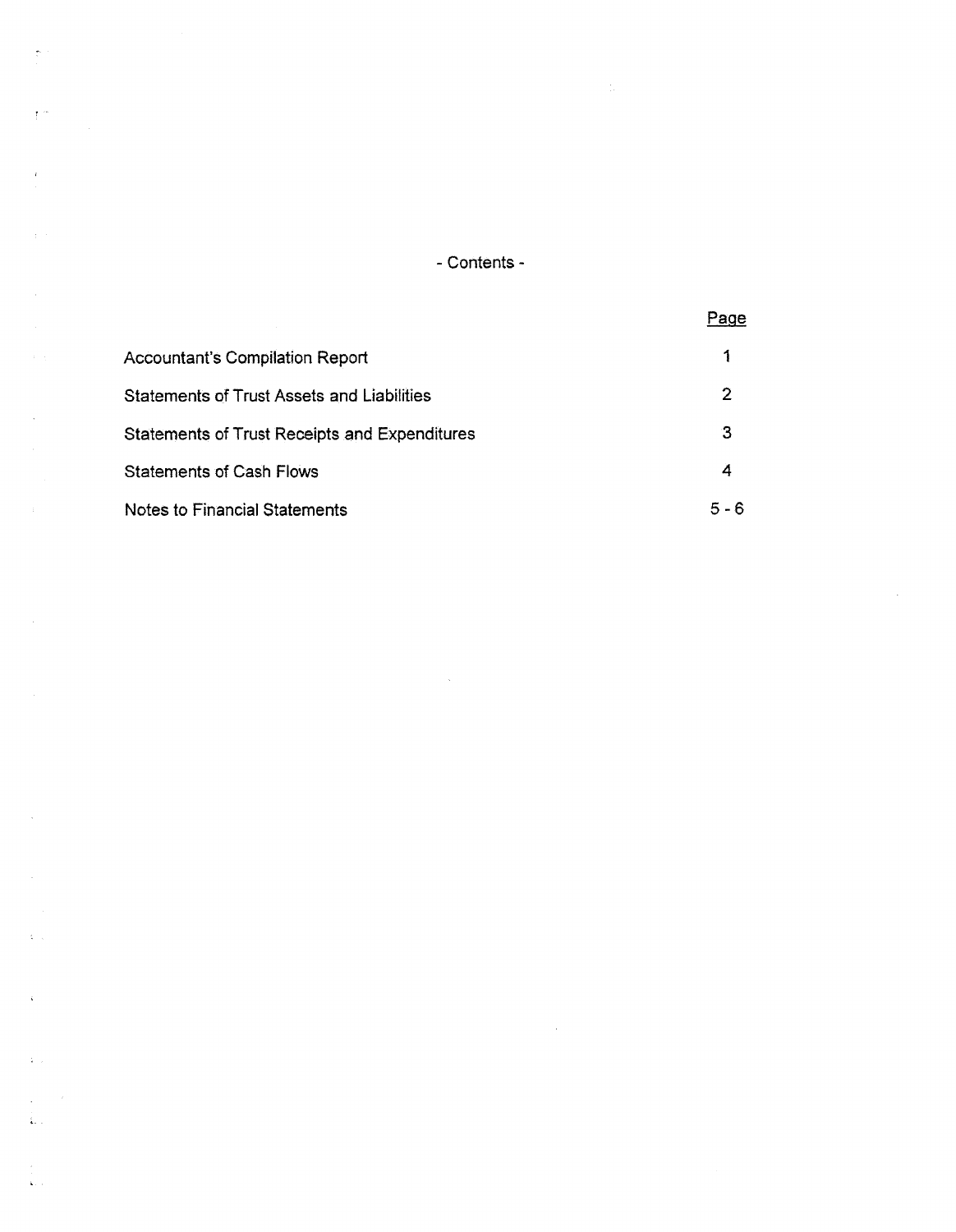## - Contents -

| | Page |
|---|---|
| Accountant's Compilation Report | 1 |
| Statements of Trust Assets and Liabilities | 2 |
| Statements of Trust Receipts and Expenditures | 3 |
| Statements of Cash Flows | 4 |
| Notes to Financial Statements | 5 - 6 |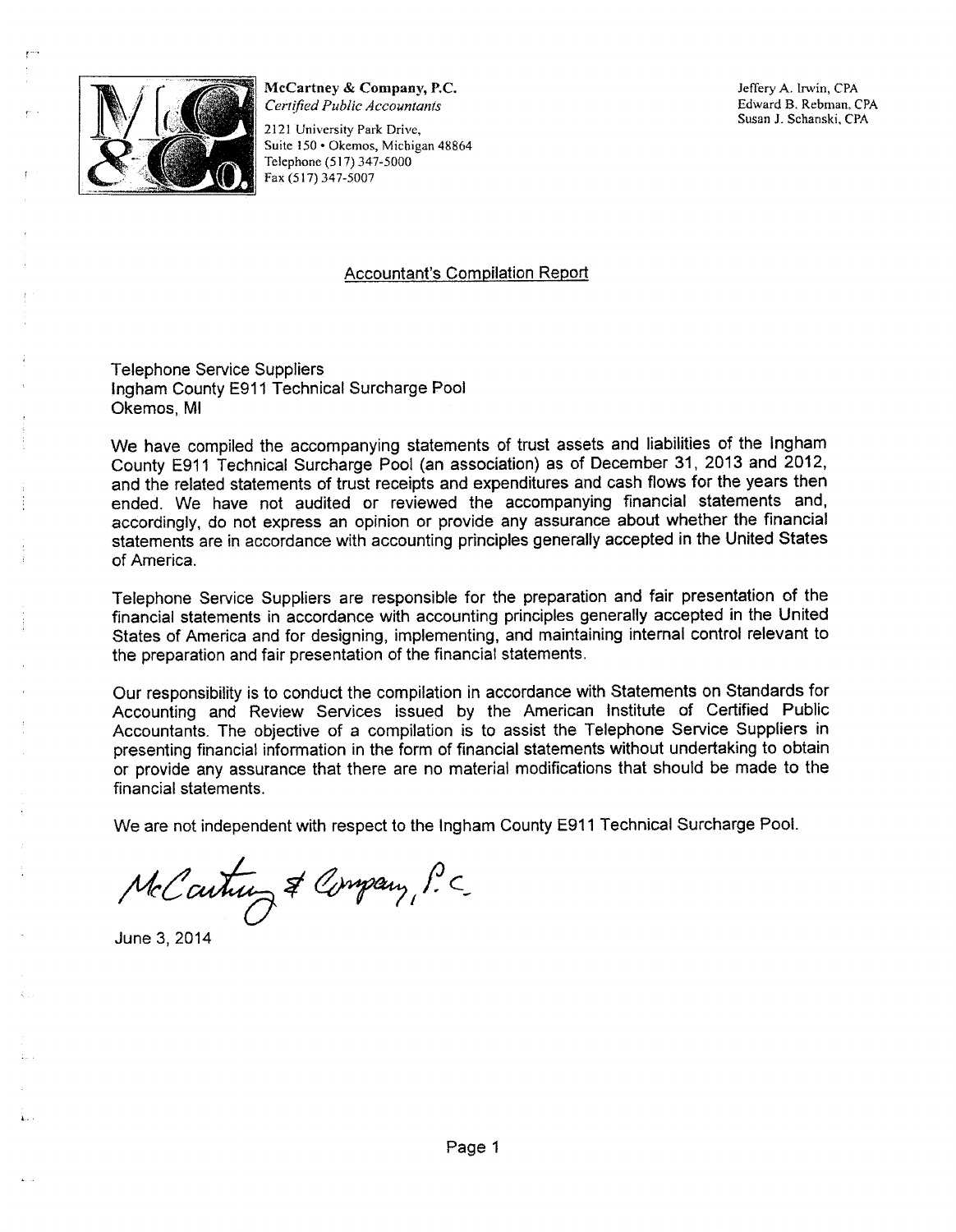**McCartney & Company, P.C.**
*Certified Public Accountants*
2121 University Park Drive,
Suite 150 • Okemos, Michigan 48864
Telephone (517) 347-5000
Fax (517) 347-5007

Jeffery A. Irwin, CPA
Edward B. Rebman, CPA
Susan J. Schanski, CPA

## Accountant's Compilation Report

Telephone Service Suppliers
Ingham County E911 Technical Surcharge Pool
Okemos, MI

We have compiled the accompanying statements of trust assets and liabilities of the Ingham County E911 Technical Surcharge Pool (an association) as of December 31, 2013 and 2012, and the related statements of trust receipts and expenditures and cash flows for the years then ended. We have not audited or reviewed the accompanying financial statements and, accordingly, do not express an opinion or provide any assurance about whether the financial statements are in accordance with accounting principles generally accepted in the United States of America.

Telephone Service Suppliers are responsible for the preparation and fair presentation of the financial statements in accordance with accounting principles generally accepted in the United States of America and for designing, implementing, and maintaining internal control relevant to the preparation and fair presentation of the financial statements.

Our responsibility is to conduct the compilation in accordance with Statements on Standards for Accounting and Review Services issued by the American Institute of Certified Public Accountants. The objective of a compilation is to assist the Telephone Service Suppliers in presenting financial information in the form of financial statements without undertaking to obtain or provide any assurance that there are no material modifications that should be made to the financial statements.

We are not independent with respect to the Ingham County E911 Technical Surcharge Pool.

McCartney & Company, P.C.

June 3, 2014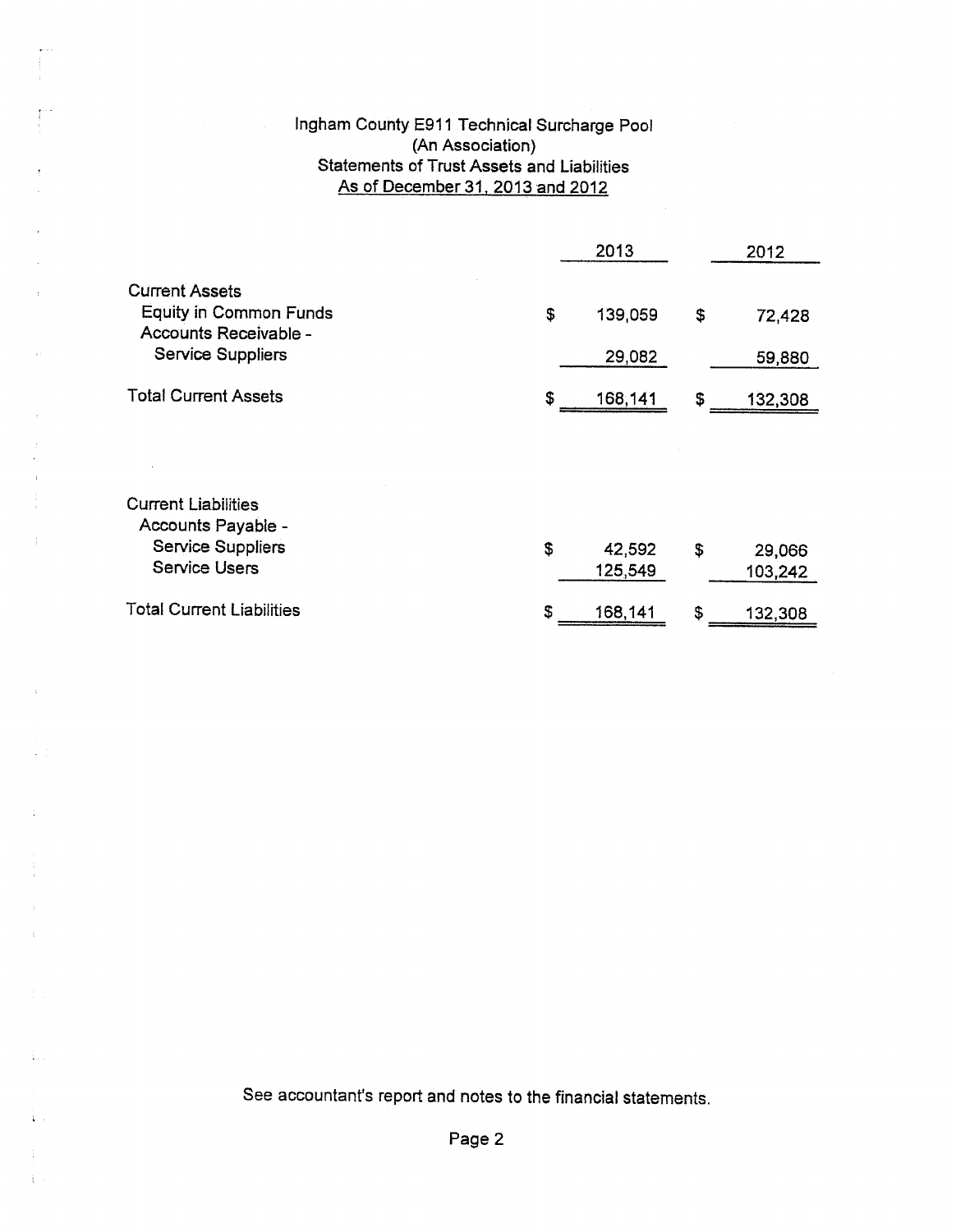# Ingham County E911 Technical Surcharge Pool
## (An Association)
## Statements of Trust Assets and Liabilities
## As of December 31, 2013 and 2012

| | 2013 | 2012 |
|---|---|---|
| **Current Assets** | | |
| Equity in Common Funds | $ 139,059 | $ 72,428 |
| Accounts Receivable - | | |
| Service Suppliers | 29,082 | 59,880 |
| Total Current Assets | $ 168,141 | $ 132,308 |
| | | |
| **Current Liabilities** | | |
| Accounts Payable - | | |
| Service Suppliers | $ 42,592 | $ 29,066 |
| Service Users | 125,549 | 103,242 |
| Total Current Liabilities | $ 168,141 | $ 132,308 |

See accountant's report and notes to the financial statements.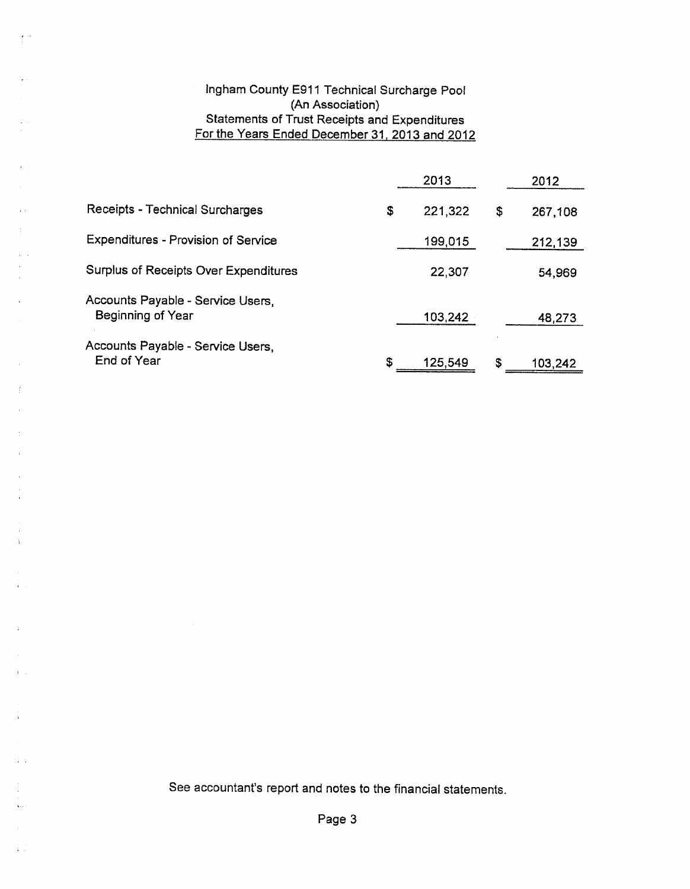# Ingham County E911 Technical Surcharge Pool
## (An Association)
## Statements of Trust Receipts and Expenditures
## For the Years Ended December 31, 2013 and 2012

| | 2013 | 2012 |
|---|---|---|
| Receipts - Technical Surcharges | $ 221,322 | $ 267,108 |
| Expenditures - Provision of Service | 199,015 | 212,139 |
| Surplus of Receipts Over Expenditures | 22,307 | 54,969 |
| Accounts Payable - Service Users, Beginning of Year | 103,242 | 48,273 |
| Accounts Payable - Service Users, End of Year | $ 125,549 | $ 103,242 |

See accountant's report and notes to the financial statements.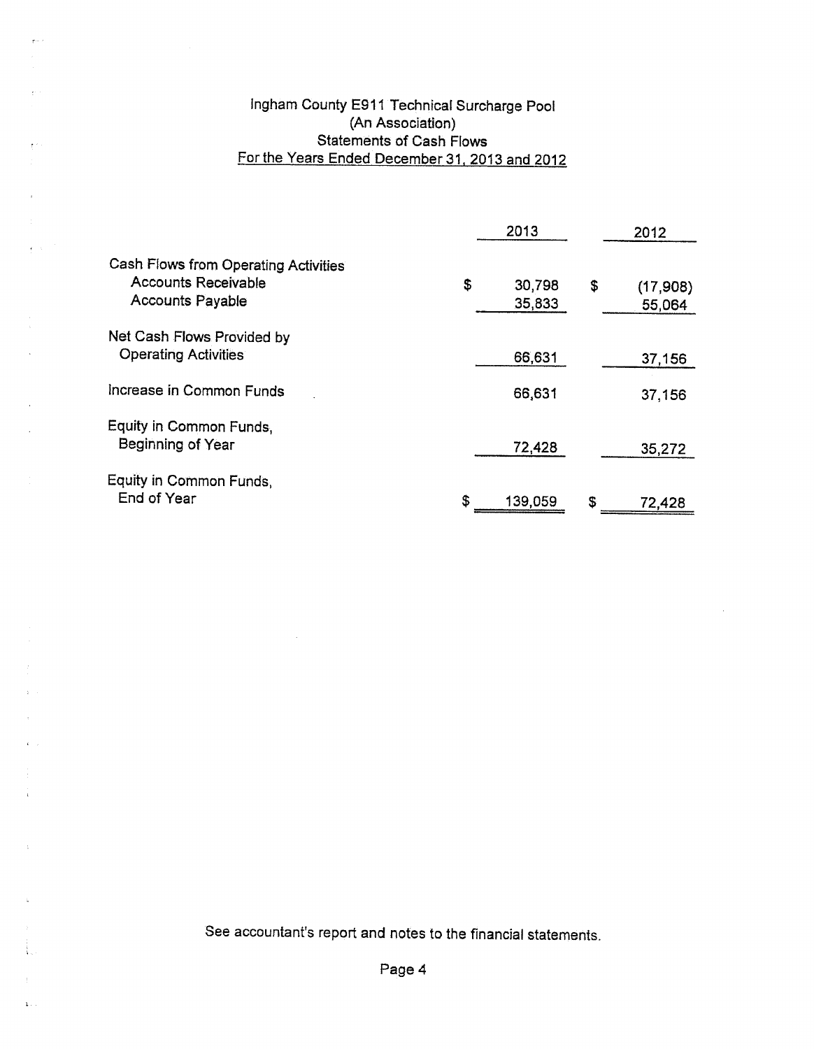# Ingham County E911 Technical Surcharge Pool
## (An Association)
## Statements of Cash Flows
## For the Years Ended December 31, 2013 and 2012

| | 2013 | 2012 |
|---|---|---|
| Cash Flows from Operating Activities | | |
| Accounts Receivable | $ 30,798 | $ (17,908) |
| Accounts Payable | 35,833 | 55,064 |
| Net Cash Flows Provided by Operating Activities | 66,631 | 37,156 |
| Increase in Common Funds | 66,631 | 37,156 |
| Equity in Common Funds, Beginning of Year | 72,428 | 35,272 |
| Equity in Common Funds, End of Year | $ 139,059 | $ 72,428 |

See accountant's report and notes to the financial statements.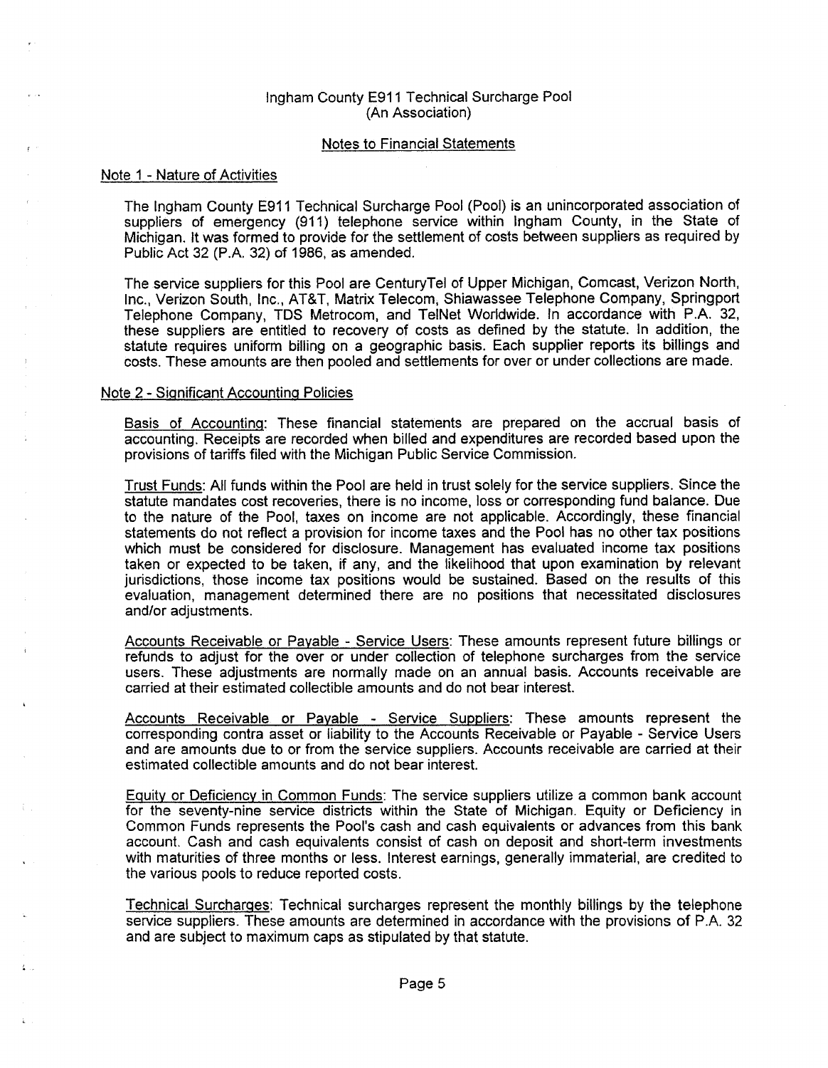Ingham County E911 Technical Surcharge Pool
(An Association)

Notes to Financial Statements

## Note 1 - Nature of Activities

The Ingham County E911 Technical Surcharge Pool (Pool) is an unincorporated association of suppliers of emergency (911) telephone service within Ingham County, in the State of Michigan. It was formed to provide for the settlement of costs between suppliers as required by Public Act 32 (P.A. 32) of 1986, as amended.

The service suppliers for this Pool are CenturyTel of Upper Michigan, Comcast, Verizon North, Inc., Verizon South, Inc., AT&T, Matrix Telecom, Shiawassee Telephone Company, Springport Telephone Company, TDS Metrocom, and TelNet Worldwide. In accordance with P.A. 32, these suppliers are entitled to recovery of costs as defined by the statute. In addition, the statute requires uniform billing on a geographic basis. Each supplier reports its billings and costs. These amounts are then pooled and settlements for over or under collections are made.

## Note 2 - Significant Accounting Policies

Basis of Accounting: These financial statements are prepared on the accrual basis of accounting. Receipts are recorded when billed and expenditures are recorded based upon the provisions of tariffs filed with the Michigan Public Service Commission.

Trust Funds: All funds within the Pool are held in trust solely for the service suppliers. Since the statute mandates cost recoveries, there is no income, loss or corresponding fund balance. Due to the nature of the Pool, taxes on income are not applicable. Accordingly, these financial statements do not reflect a provision for income taxes and the Pool has no other tax positions which must be considered for disclosure. Management has evaluated income tax positions taken or expected to be taken, if any, and the likelihood that upon examination by relevant jurisdictions, those income tax positions would be sustained. Based on the results of this evaluation, management determined there are no positions that necessitated disclosures and/or adjustments.

Accounts Receivable or Payable - Service Users: These amounts represent future billings or refunds to adjust for the over or under collection of telephone surcharges from the service users. These adjustments are normally made on an annual basis. Accounts receivable are carried at their estimated collectible amounts and do not bear interest.

Accounts Receivable or Payable - Service Suppliers: These amounts represent the corresponding contra asset or liability to the Accounts Receivable or Payable - Service Users and are amounts due to or from the service suppliers. Accounts receivable are carried at their estimated collectible amounts and do not bear interest.

Equity or Deficiency in Common Funds: The service suppliers utilize a common bank account for the seventy-nine service districts within the State of Michigan. Equity or Deficiency in Common Funds represents the Pool's cash and cash equivalents or advances from this bank account. Cash and cash equivalents consist of cash on deposit and short-term investments with maturities of three months or less. Interest earnings, generally immaterial, are credited to the various pools to reduce reported costs.

Technical Surcharges: Technical surcharges represent the monthly billings by the telephone service suppliers. These amounts are determined in accordance with the provisions of P.A. 32 and are subject to maximum caps as stipulated by that statute.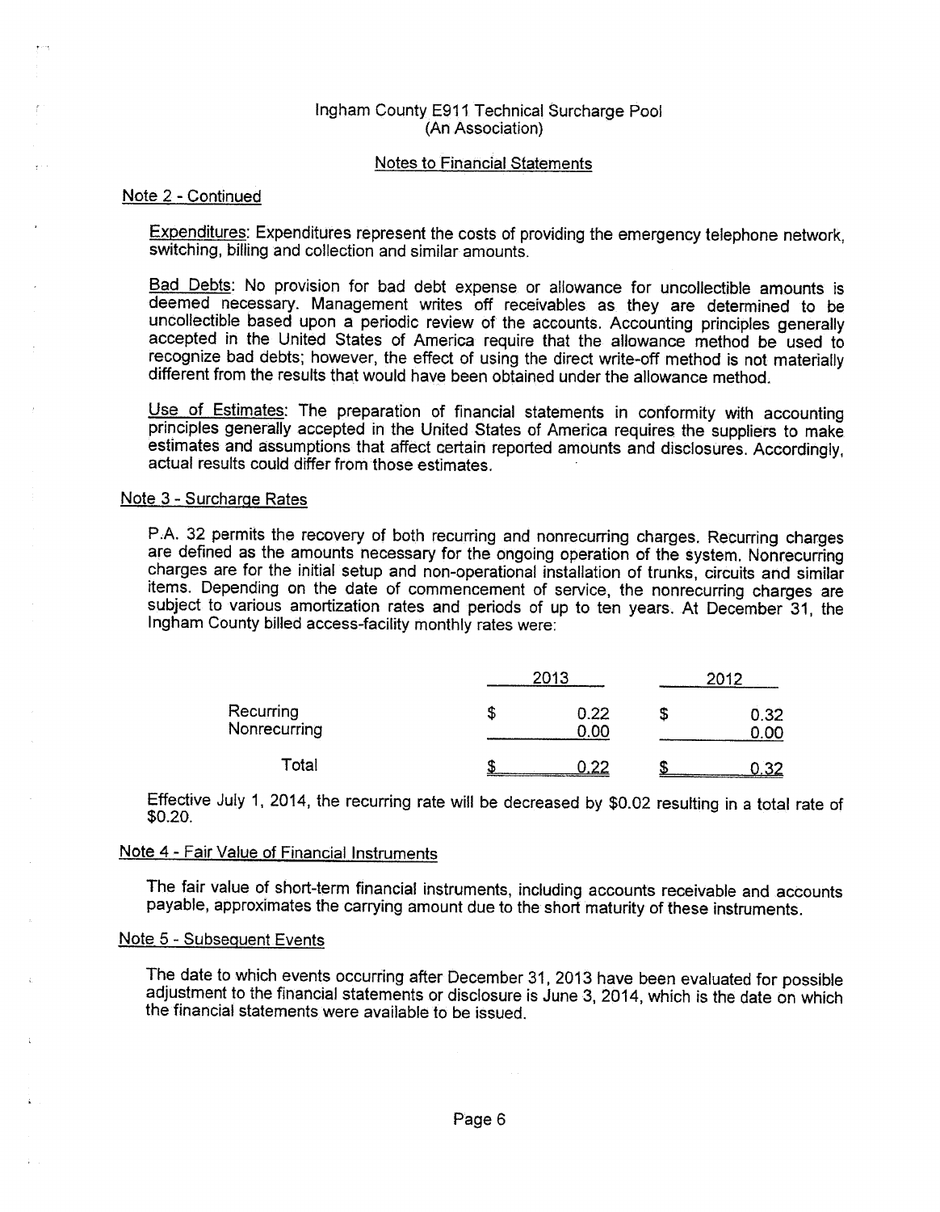Ingham County E911 Technical Surcharge Pool
(An Association)

Notes to Financial Statements

Note 2 - Continued

Expenditures: Expenditures represent the costs of providing the emergency telephone network, switching, billing and collection and similar amounts.

Bad Debts: No provision for bad debt expense or allowance for uncollectible amounts is deemed necessary. Management writes off receivables as they are determined to be uncollectible based upon a periodic review of the accounts. Accounting principles generally accepted in the United States of America require that the allowance method be used to recognize bad debts; however, the effect of using the direct write-off method is not materially different from the results that would have been obtained under the allowance method.

Use of Estimates: The preparation of financial statements in conformity with accounting principles generally accepted in the United States of America requires the suppliers to make estimates and assumptions that affect certain reported amounts and disclosures. Accordingly, actual results could differ from those estimates.

Note 3 - Surcharge Rates

P.A. 32 permits the recovery of both recurring and nonrecurring charges. Recurring charges are defined as the amounts necessary for the ongoing operation of the system. Nonrecurring charges are for the initial setup and non-operational installation of trunks, circuits and similar items. Depending on the date of commencement of service, the nonrecurring charges are subject to various amortization rates and periods of up to ten years. At December 31, the Ingham County billed access-facility monthly rates were:

| | 2013 | 2012 |
|---|---|---|
| Recurring | $ 0.22 | $ 0.32 |
| Nonrecurring | 0.00 | 0.00 |
| Total | $ 0.22 | $ 0.32 |

Effective July 1, 2014, the recurring rate will be decreased by $0.02 resulting in a total rate of $0.20.

Note 4 - Fair Value of Financial Instruments

The fair value of short-term financial instruments, including accounts receivable and accounts payable, approximates the carrying amount due to the short maturity of these instruments.

Note 5 - Subsequent Events

The date to which events occurring after December 31, 2013 have been evaluated for possible adjustment to the financial statements or disclosure is June 3, 2014, which is the date on which the financial statements were available to be issued.